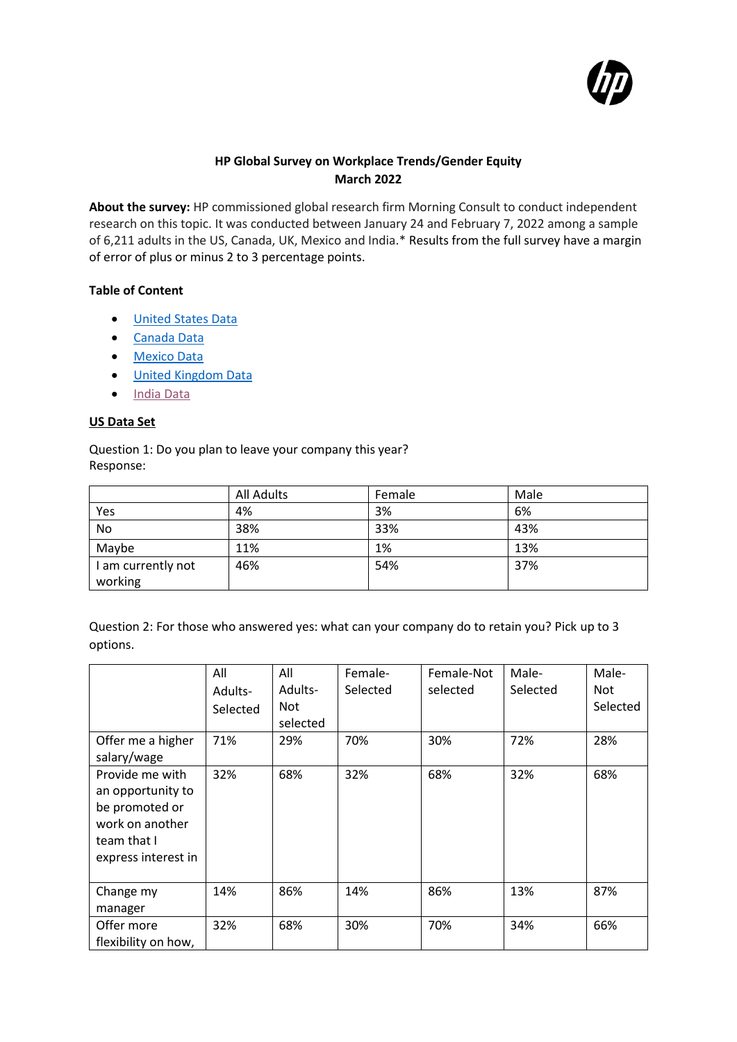**HP Global Survey on Workplace Trends/Gender Equity**
**March 2022**

**About the survey:** HP commissioned global research firm Morning Consult to conduct independent research on this topic. It was conducted between January 24 and February 7, 2022 among a sample of 6,211 adults in the US, Canada, UK, Mexico and India.* Results from the full survey have a margin of error of plus or minus 2 to 3 percentage points.

**Table of Content**

- United States Data
- Canada Data
- Mexico Data
- United Kingdom Data
- India Data

**US Data Set**

Question 1: Do you plan to leave your company this year?
Response:

| | All Adults | Female | Male |
|---|---|---|---|
| Yes | 4% | 3% | 6% |
| No | 38% | 33% | 43% |
| Maybe | 11% | 1% | 13% |
| I am currently not working | 46% | 54% | 37% |

Question 2: For those who answered yes: what can your company do to retain you? Pick up to 3 options.

| | All Adults-Selected | All Adults-Not selected | Female-Selected | Female-Not selected | Male-Selected | Male-Not Selected |
|---|---|---|---|---|---|---|
| Offer me a higher salary/wage | 71% | 29% | 70% | 30% | 72% | 28% |
| Provide me with an opportunity to be promoted or work on another team that I express interest in | 32% | 68% | 32% | 68% | 32% | 68% |
| Change my manager | 14% | 86% | 14% | 86% | 13% | 87% |
| Offer more flexibility on how, | 32% | 68% | 30% | 70% | 34% | 66% |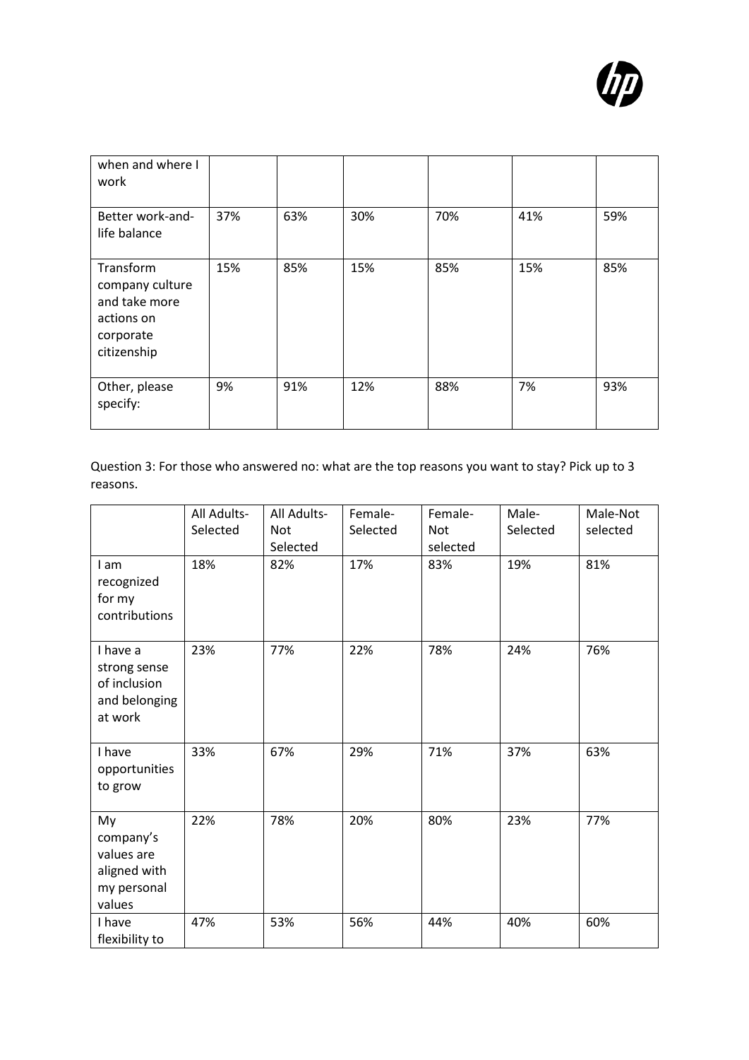| when and where I work | | | | | | |
|---|---|---|---|---|---|---|
| Better work-and-life balance | 37% | 63% | 30% | 70% | 41% | 59% |
| Transform company culture and take more actions on corporate citizenship | 15% | 85% | 15% | 85% | 15% | 85% |
| Other, please specify: | 9% | 91% | 12% | 88% | 7% | 93% |

Question 3: For those who answered no: what are the top reasons you want to stay? Pick up to 3 reasons.

| | All Adults-Selected | All Adults-Not Selected | Female-Selected | Female-Not selected | Male-Selected | Male-Not selected |
|---|---|---|---|---|---|---|
| I am recognized for my contributions | 18% | 82% | 17% | 83% | 19% | 81% |
| I have a strong sense of inclusion and belonging at work | 23% | 77% | 22% | 78% | 24% | 76% |
| I have opportunities to grow | 33% | 67% | 29% | 71% | 37% | 63% |
| My company's values are aligned with my personal values | 22% | 78% | 20% | 80% | 23% | 77% |
| I have flexibility to | 47% | 53% | 56% | 44% | 40% | 60% |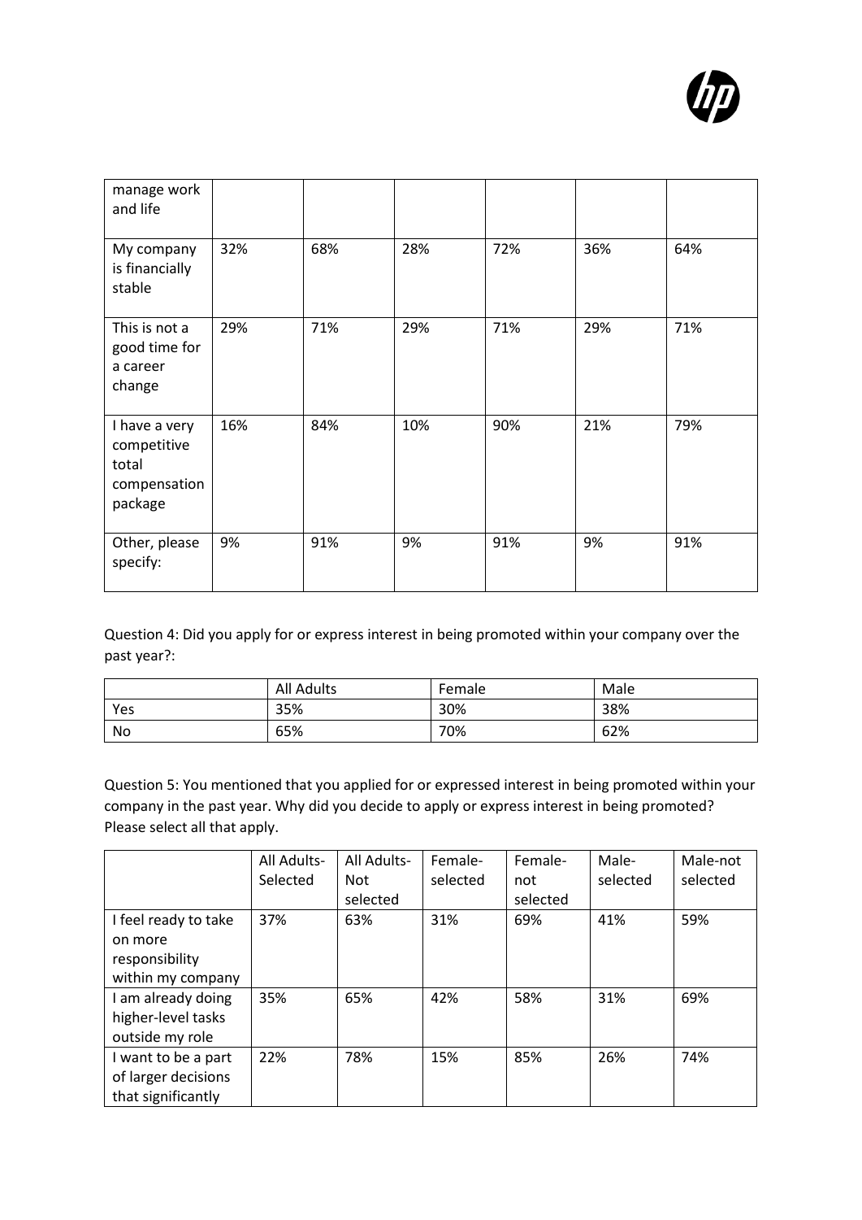| | | | | | | |
|---|---|---|---|---|---|---|
| manage work and life | | | | | | |
| My company is financially stable | 32% | 68% | 28% | 72% | 36% | 64% |
| This is not a good time for a career change | 29% | 71% | 29% | 71% | 29% | 71% |
| I have a very competitive total compensation package | 16% | 84% | 10% | 90% | 21% | 79% |
| Other, please specify: | 9% | 91% | 9% | 91% | 9% | 91% |

Question 4: Did you apply for or express interest in being promoted within your company over the past year?:

| | All Adults | Female | Male |
|---|---|---|---|
| Yes | 35% | 30% | 38% |
| No | 65% | 70% | 62% |

Question 5: You mentioned that you applied for or expressed interest in being promoted within your company in the past year. Why did you decide to apply or express interest in being promoted? Please select all that apply.

| | All Adults-Selected | All Adults-Not selected | Female-selected | Female-not selected | Male-selected | Male-not selected |
|---|---|---|---|---|---|---|
| I feel ready to take on more responsibility within my company | 37% | 63% | 31% | 69% | 41% | 59% |
| I am already doing higher-level tasks outside my role | 35% | 65% | 42% | 58% | 31% | 69% |
| I want to be a part of larger decisions that significantly | 22% | 78% | 15% | 85% | 26% | 74% |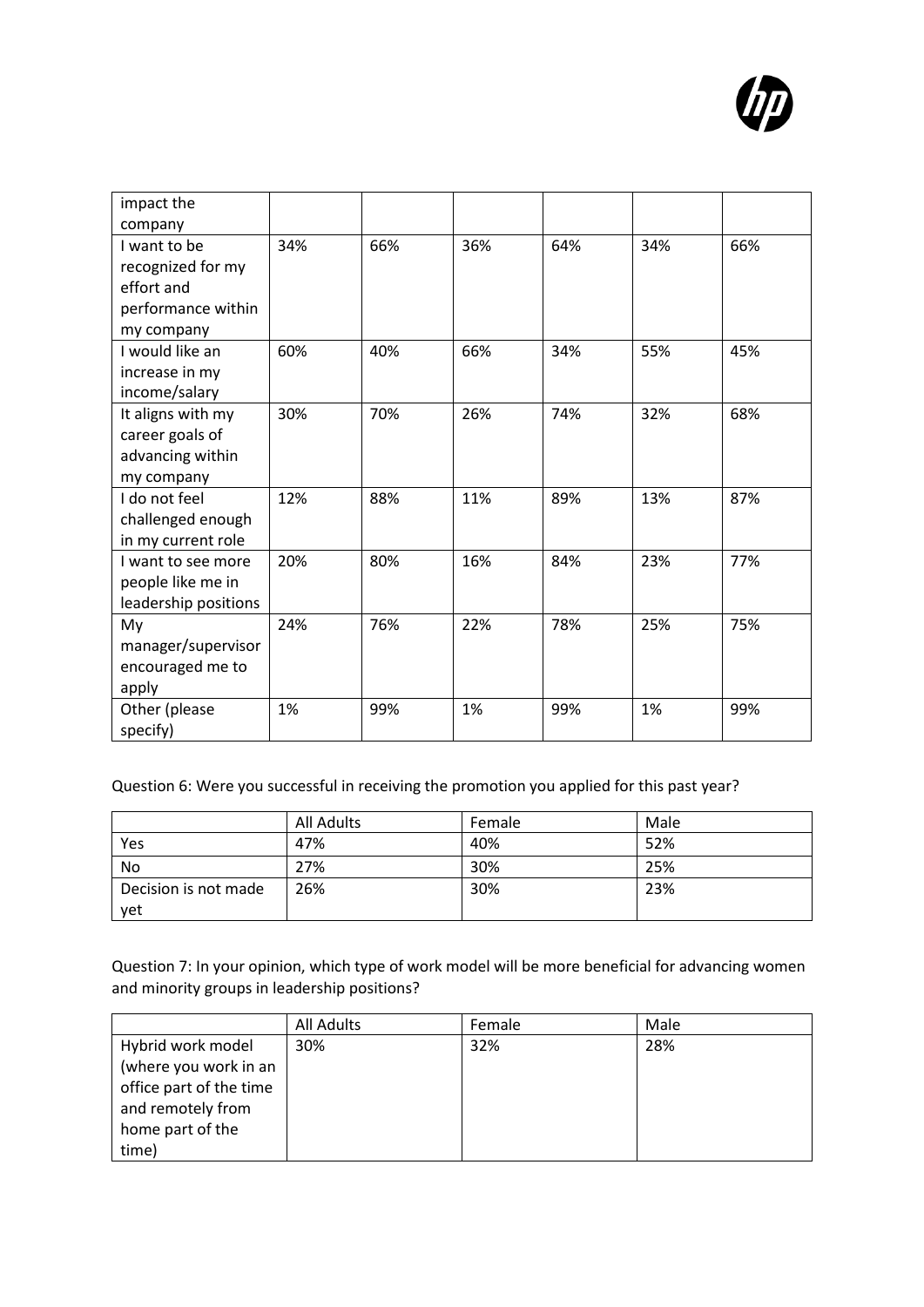| | | | | | | |
|---|---|---|---|---|---|---|
| impact the company | | | | | | |
| I want to be recognized for my effort and performance within my company | 34% | 66% | 36% | 64% | 34% | 66% |
| I would like an increase in my income/salary | 60% | 40% | 66% | 34% | 55% | 45% |
| It aligns with my career goals of advancing within my company | 30% | 70% | 26% | 74% | 32% | 68% |
| I do not feel challenged enough in my current role | 12% | 88% | 11% | 89% | 13% | 87% |
| I want to see more people like me in leadership positions | 20% | 80% | 16% | 84% | 23% | 77% |
| My manager/supervisor encouraged me to apply | 24% | 76% | 22% | 78% | 25% | 75% |
| Other (please specify) | 1% | 99% | 1% | 99% | 1% | 99% |

Question 6: Were you successful in receiving the promotion you applied for this past year?

| | All Adults | Female | Male |
|---|---|---|---|
| Yes | 47% | 40% | 52% |
| No | 27% | 30% | 25% |
| Decision is not made yet | 26% | 30% | 23% |

Question 7: In your opinion, which type of work model will be more beneficial for advancing women and minority groups in leadership positions?

| | All Adults | Female | Male |
|---|---|---|---|
| Hybrid work model (where you work in an office part of the time and remotely from home part of the time) | 30% | 32% | 28% |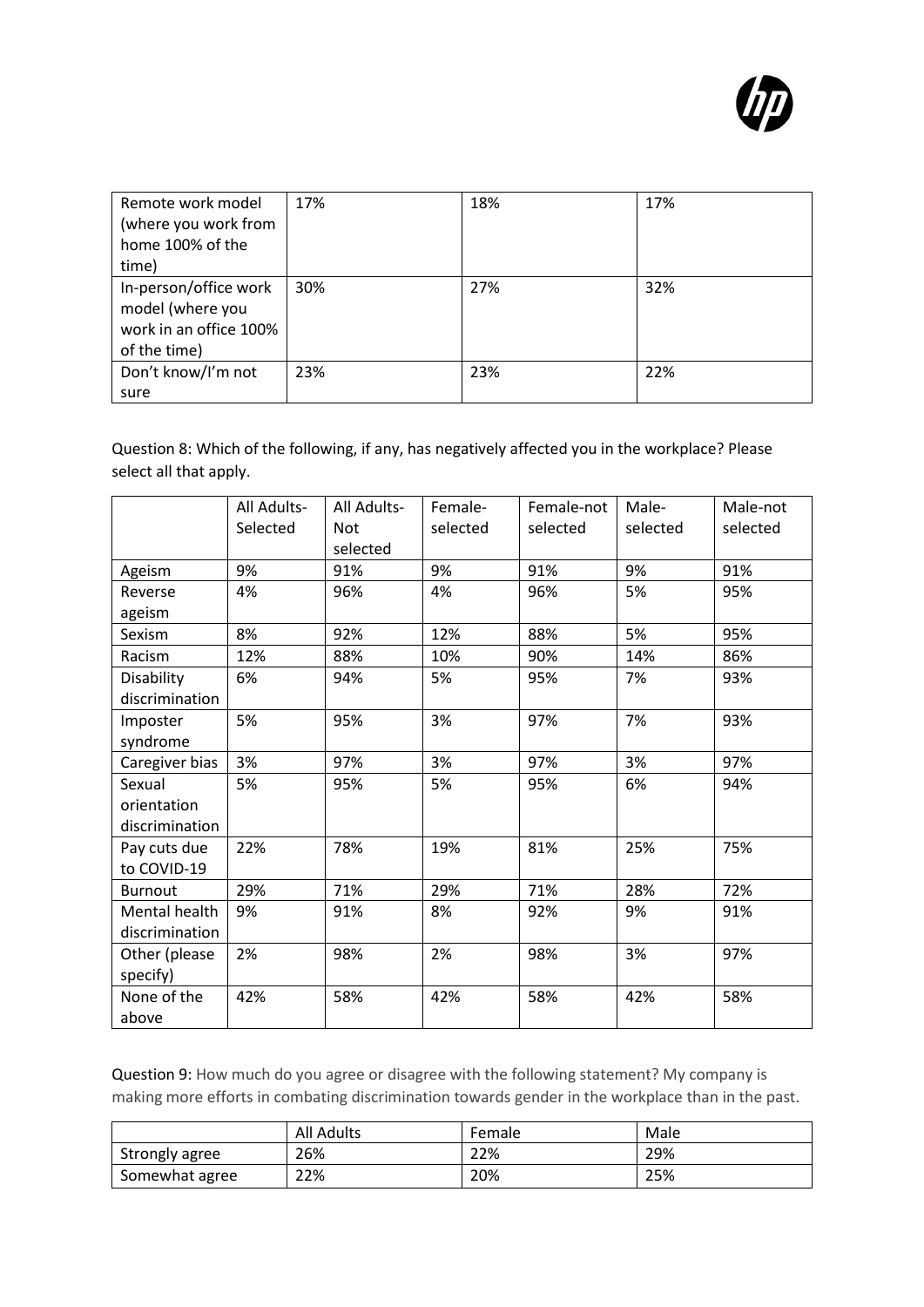| | | | |
|---|---|---|---|
| Remote work model (where you work from home 100% of the time) | 17% | 18% | 17% |
| In-person/office work model (where you work in an office 100% of the time) | 30% | 27% | 32% |
| Don't know/I'm not sure | 23% | 23% | 22% |

Question 8: Which of the following, if any, has negatively affected you in the workplace? Please select all that apply.

| | All Adults-Selected | All Adults-Not selected | Female-selected | Female-not selected | Male-selected | Male-not selected |
|---|---|---|---|---|---|---|
| Ageism | 9% | 91% | 9% | 91% | 9% | 91% |
| Reverse ageism | 4% | 96% | 4% | 96% | 5% | 95% |
| Sexism | 8% | 92% | 12% | 88% | 5% | 95% |
| Racism | 12% | 88% | 10% | 90% | 14% | 86% |
| Disability discrimination | 6% | 94% | 5% | 95% | 7% | 93% |
| Imposter syndrome | 5% | 95% | 3% | 97% | 7% | 93% |
| Caregiver bias | 3% | 97% | 3% | 97% | 3% | 97% |
| Sexual orientation discrimination | 5% | 95% | 5% | 95% | 6% | 94% |
| Pay cuts due to COVID-19 | 22% | 78% | 19% | 81% | 25% | 75% |
| Burnout | 29% | 71% | 29% | 71% | 28% | 72% |
| Mental health discrimination | 9% | 91% | 8% | 92% | 9% | 91% |
| Other (please specify) | 2% | 98% | 2% | 98% | 3% | 97% |
| None of the above | 42% | 58% | 42% | 58% | 42% | 58% |

Question 9: How much do you agree or disagree with the following statement? My company is making more efforts in combating discrimination towards gender in the workplace than in the past.

| | All Adults | Female | Male |
|---|---|---|---|
| Strongly agree | 26% | 22% | 29% |
| Somewhat agree | 22% | 20% | 25% |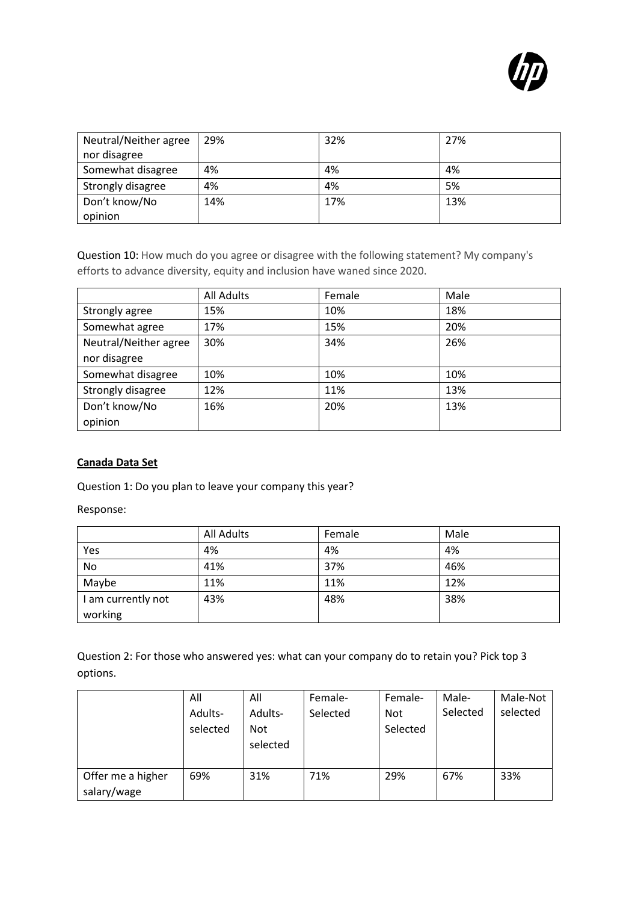| Neutral/Neither agree nor disagree | 29% | 32% | 27% |
| --- | --- | --- | --- |
| Somewhat disagree | 4% | 4% | 4% |
| Strongly disagree | 4% | 4% | 5% |
| Don't know/No opinion | 14% | 17% | 13% |

Question 10: How much do you agree or disagree with the following statement? My company's efforts to advance diversity, equity and inclusion have waned since 2020.

| | All Adults | Female | Male |
| --- | --- | --- | --- |
| Strongly agree | 15% | 10% | 18% |
| Somewhat agree | 17% | 15% | 20% |
| Neutral/Neither agree nor disagree | 30% | 34% | 26% |
| Somewhat disagree | 10% | 10% | 10% |
| Strongly disagree | 12% | 11% | 13% |
| Don't know/No opinion | 16% | 20% | 13% |

**Canada Data Set**

Question 1: Do you plan to leave your company this year?

Response:

| | All Adults | Female | Male |
| --- | --- | --- | --- |
| Yes | 4% | 4% | 4% |
| No | 41% | 37% | 46% |
| Maybe | 11% | 11% | 12% |
| I am currently not working | 43% | 48% | 38% |

Question 2: For those who answered yes: what can your company do to retain you? Pick top 3 options.

| | All Adults-selected | All Adults-Not selected | Female-Selected | Female-Not Selected | Male-Selected | Male-Not selected |
| --- | --- | --- | --- | --- | --- | --- |
| Offer me a higher salary/wage | 69% | 31% | 71% | 29% | 67% | 33% |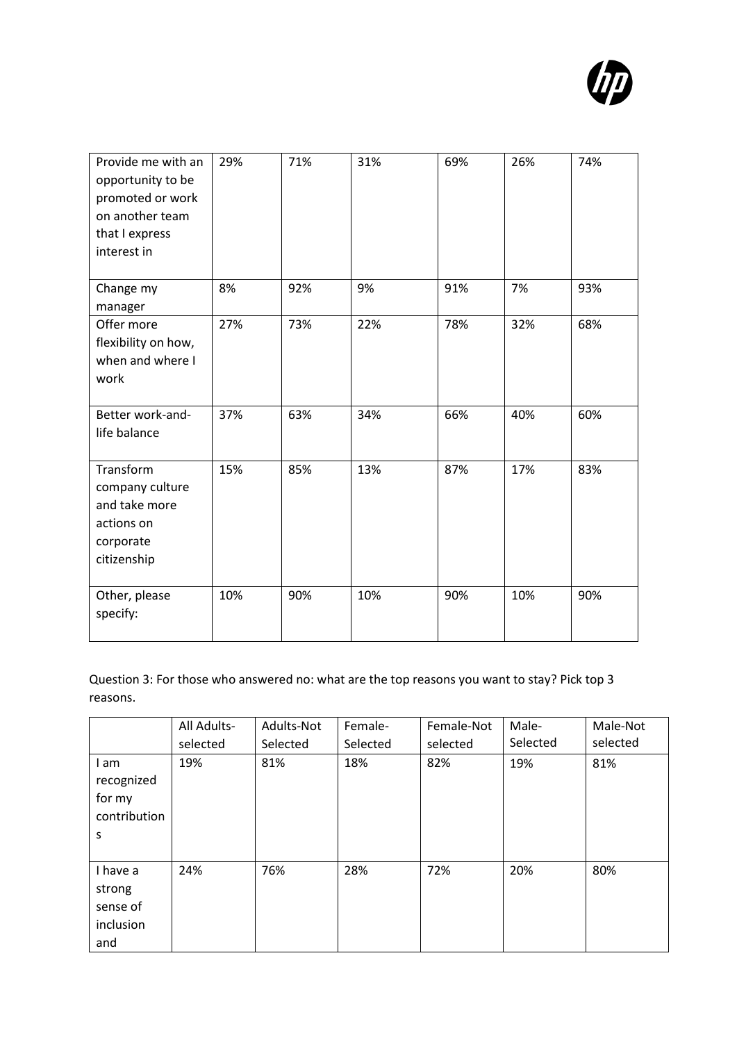| | | | | | | |
|---|---|---|---|---|---|---|
| Provide me with an opportunity to be promoted or work on another team that I express interest in | 29% | 71% | 31% | 69% | 26% | 74% |
| Change my manager | 8% | 92% | 9% | 91% | 7% | 93% |
| Offer more flexibility on how, when and where I work | 27% | 73% | 22% | 78% | 32% | 68% |
| Better work-and-life balance | 37% | 63% | 34% | 66% | 40% | 60% |
| Transform company culture and take more actions on corporate citizenship | 15% | 85% | 13% | 87% | 17% | 83% |
| Other, please specify: | 10% | 90% | 10% | 90% | 10% | 90% |

Question 3: For those who answered no: what are the top reasons you want to stay? Pick top 3 reasons.

| | All Adults-selected | Adults-Not Selected | Female-Selected | Female-Not selected | Male-Selected | Male-Not selected |
|---|---|---|---|---|---|---|
| I am recognized for my contributions | 19% | 81% | 18% | 82% | 19% | 81% |
| I have a strong sense of inclusion and | 24% | 76% | 28% | 72% | 20% | 80% |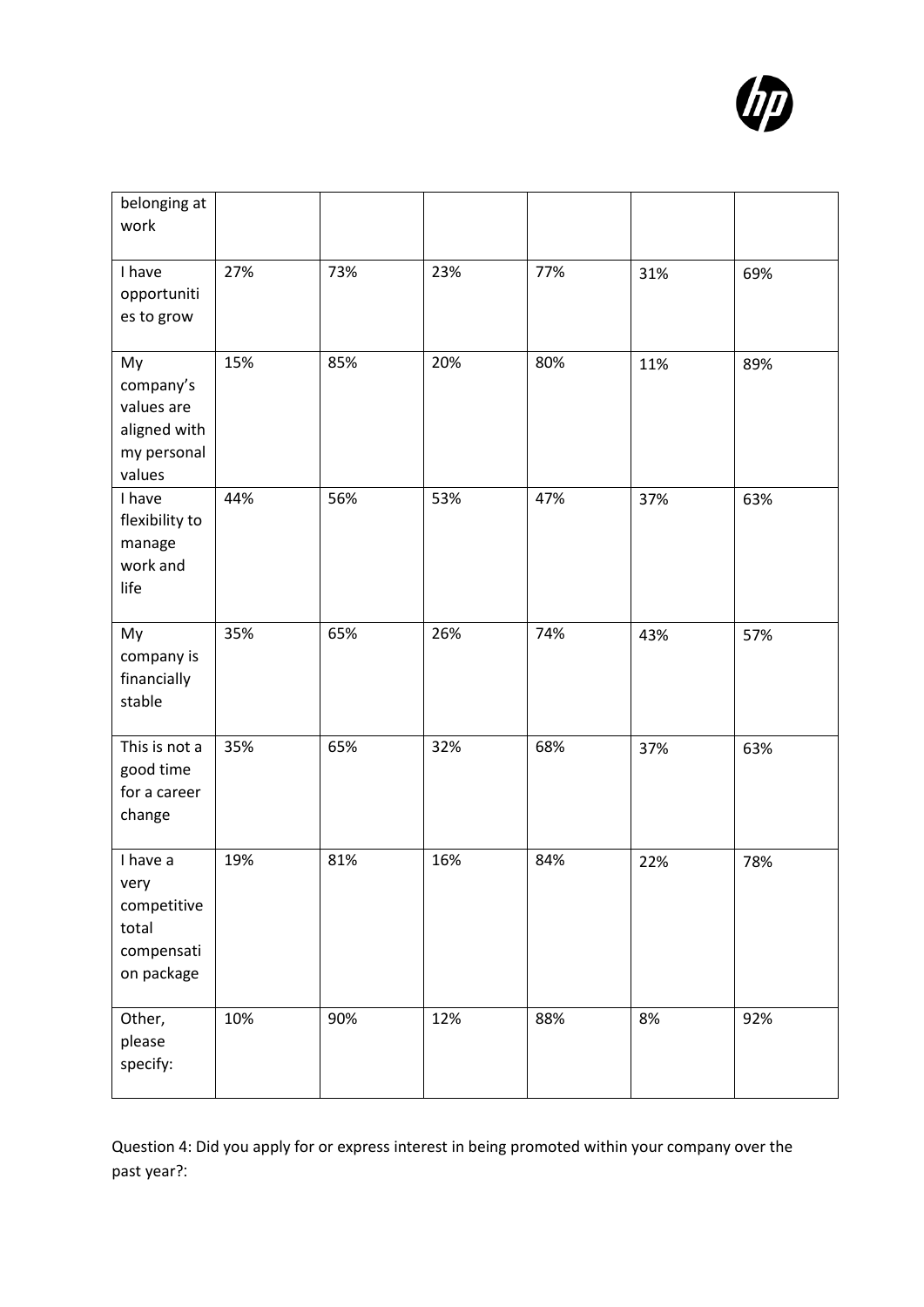| | | | | | | |
|---|---|---|---|---|---|---|
| belonging at work | | | | | | |
| I have opportunities to grow | 27% | 73% | 23% | 77% | 31% | 69% |
| My company's values are aligned with my personal values | 15% | 85% | 20% | 80% | 11% | 89% |
| I have flexibility to manage work and life | 44% | 56% | 53% | 47% | 37% | 63% |
| My company is financially stable | 35% | 65% | 26% | 74% | 43% | 57% |
| This is not a good time for a career change | 35% | 65% | 32% | 68% | 37% | 63% |
| I have a very competitive total compensation package | 19% | 81% | 16% | 84% | 22% | 78% |
| Other, please specify: | 10% | 90% | 12% | 88% | 8% | 92% |

Question 4: Did you apply for or express interest in being promoted within your company over the past year?: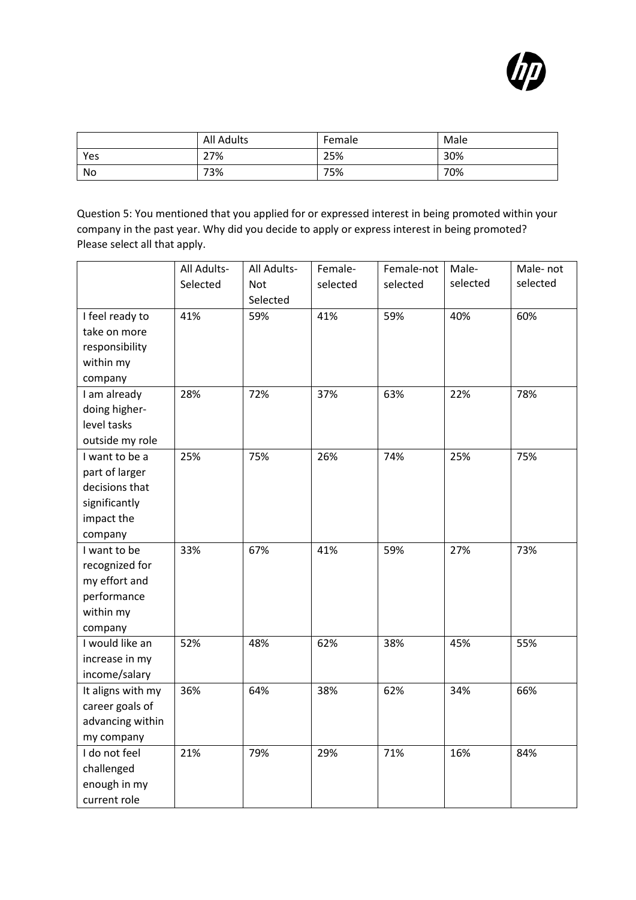| | All Adults | Female | Male |
|---|---|---|---|
| Yes | 27% | 25% | 30% |
| No | 73% | 75% | 70% |

Question 5: You mentioned that you applied for or expressed interest in being promoted within your company in the past year. Why did you decide to apply or express interest in being promoted? Please select all that apply.

| | All Adults-Selected | All Adults-Not Selected | Female-selected | Female-not selected | Male-selected | Male- not selected |
|---|---|---|---|---|---|---|
| I feel ready to take on more responsibility within my company | 41% | 59% | 41% | 59% | 40% | 60% |
| I am already doing higher-level tasks outside my role | 28% | 72% | 37% | 63% | 22% | 78% |
| I want to be a part of larger decisions that significantly impact the company | 25% | 75% | 26% | 74% | 25% | 75% |
| I want to be recognized for my effort and performance within my company | 33% | 67% | 41% | 59% | 27% | 73% |
| I would like an increase in my income/salary | 52% | 48% | 62% | 38% | 45% | 55% |
| It aligns with my career goals of advancing within my company | 36% | 64% | 38% | 62% | 34% | 66% |
| I do not feel challenged enough in my current role | 21% | 79% | 29% | 71% | 16% | 84% |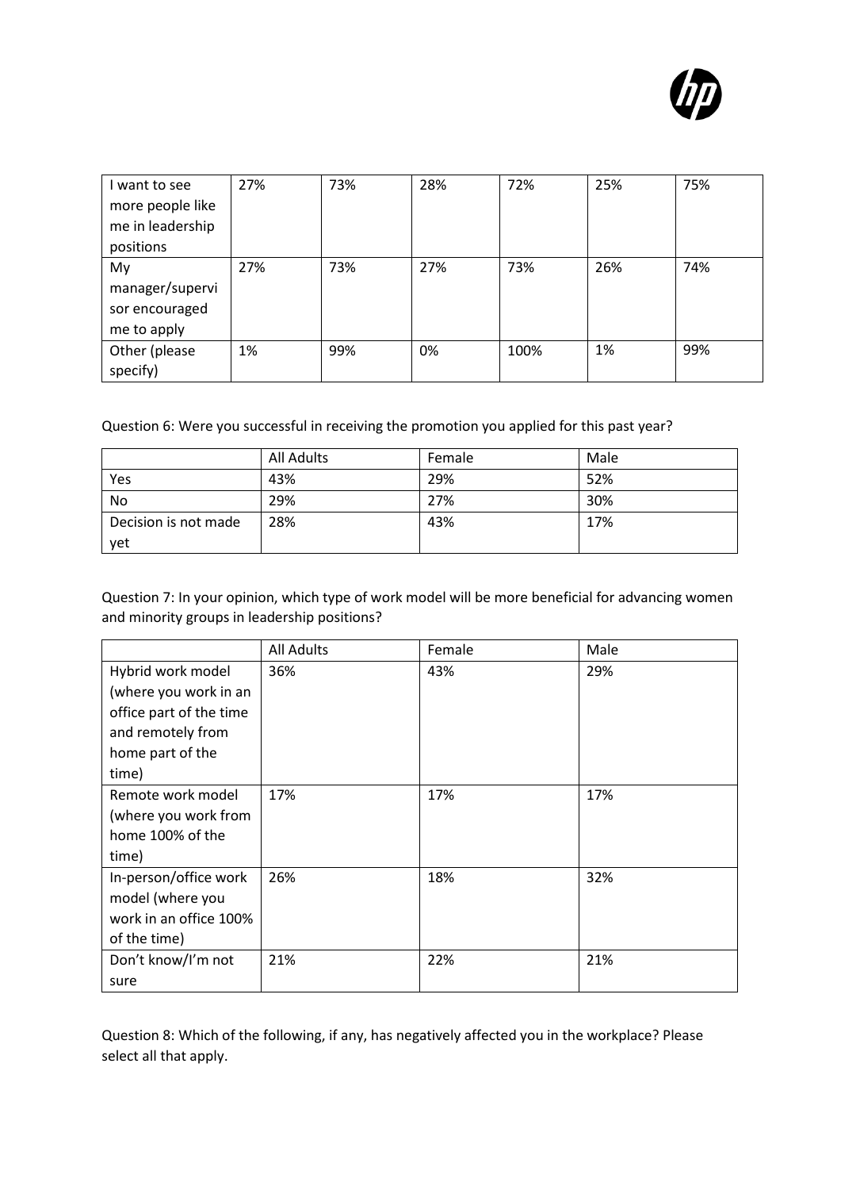| I want to see more people like me in leadership positions | 27% | 73% | 28% | 72% | 25% | 75% |
|---|---|---|---|---|---|---|
| My manager/supervisor encouraged me to apply | 27% | 73% | 27% | 73% | 26% | 74% |
| Other (please specify) | 1% | 99% | 0% | 100% | 1% | 99% |

Question 6: Were you successful in receiving the promotion you applied for this past year?

| | All Adults | Female | Male |
|---|---|---|---|
| Yes | 43% | 29% | 52% |
| No | 29% | 27% | 30% |
| Decision is not made yet | 28% | 43% | 17% |

Question 7: In your opinion, which type of work model will be more beneficial for advancing women and minority groups in leadership positions?

| | All Adults | Female | Male |
|---|---|---|---|
| Hybrid work model (where you work in an office part of the time and remotely from home part of the time) | 36% | 43% | 29% |
| Remote work model (where you work from home 100% of the time) | 17% | 17% | 17% |
| In-person/office work model (where you work in an office 100% of the time) | 26% | 18% | 32% |
| Don't know/I'm not sure | 21% | 22% | 21% |

Question 8: Which of the following, if any, has negatively affected you in the workplace? Please select all that apply.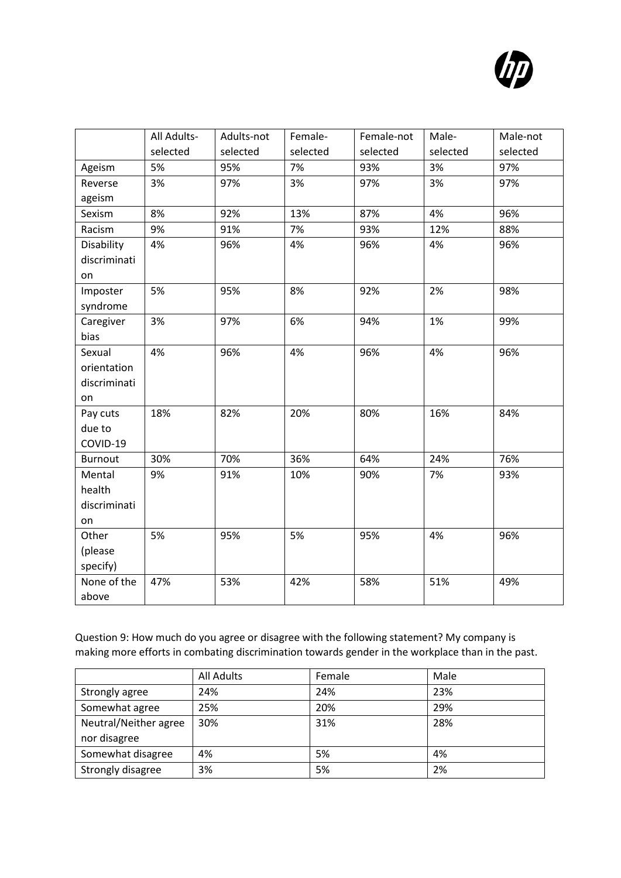| | All Adults-selected | Adults-not selected | Female-selected | Female-not selected | Male-selected | Male-not selected |
|---|---|---|---|---|---|---|
| Ageism | 5% | 95% | 7% | 93% | 3% | 97% |
| Reverse ageism | 3% | 97% | 3% | 97% | 3% | 97% |
| Sexism | 8% | 92% | 13% | 87% | 4% | 96% |
| Racism | 9% | 91% | 7% | 93% | 12% | 88% |
| Disability discrimination | 4% | 96% | 4% | 96% | 4% | 96% |
| Imposter syndrome | 5% | 95% | 8% | 92% | 2% | 98% |
| Caregiver bias | 3% | 97% | 6% | 94% | 1% | 99% |
| Sexual orientation discrimination | 4% | 96% | 4% | 96% | 4% | 96% |
| Pay cuts due to COVID-19 | 18% | 82% | 20% | 80% | 16% | 84% |
| Burnout | 30% | 70% | 36% | 64% | 24% | 76% |
| Mental health discrimination | 9% | 91% | 10% | 90% | 7% | 93% |
| Other (please specify) | 5% | 95% | 5% | 95% | 4% | 96% |
| None of the above | 47% | 53% | 42% | 58% | 51% | 49% |

Question 9: How much do you agree or disagree with the following statement? My company is making more efforts in combating discrimination towards gender in the workplace than in the past.

| | All Adults | Female | Male |
|---|---|---|---|
| Strongly agree | 24% | 24% | 23% |
| Somewhat agree | 25% | 20% | 29% |
| Neutral/Neither agree nor disagree | 30% | 31% | 28% |
| Somewhat disagree | 4% | 5% | 4% |
| Strongly disagree | 3% | 5% | 2% |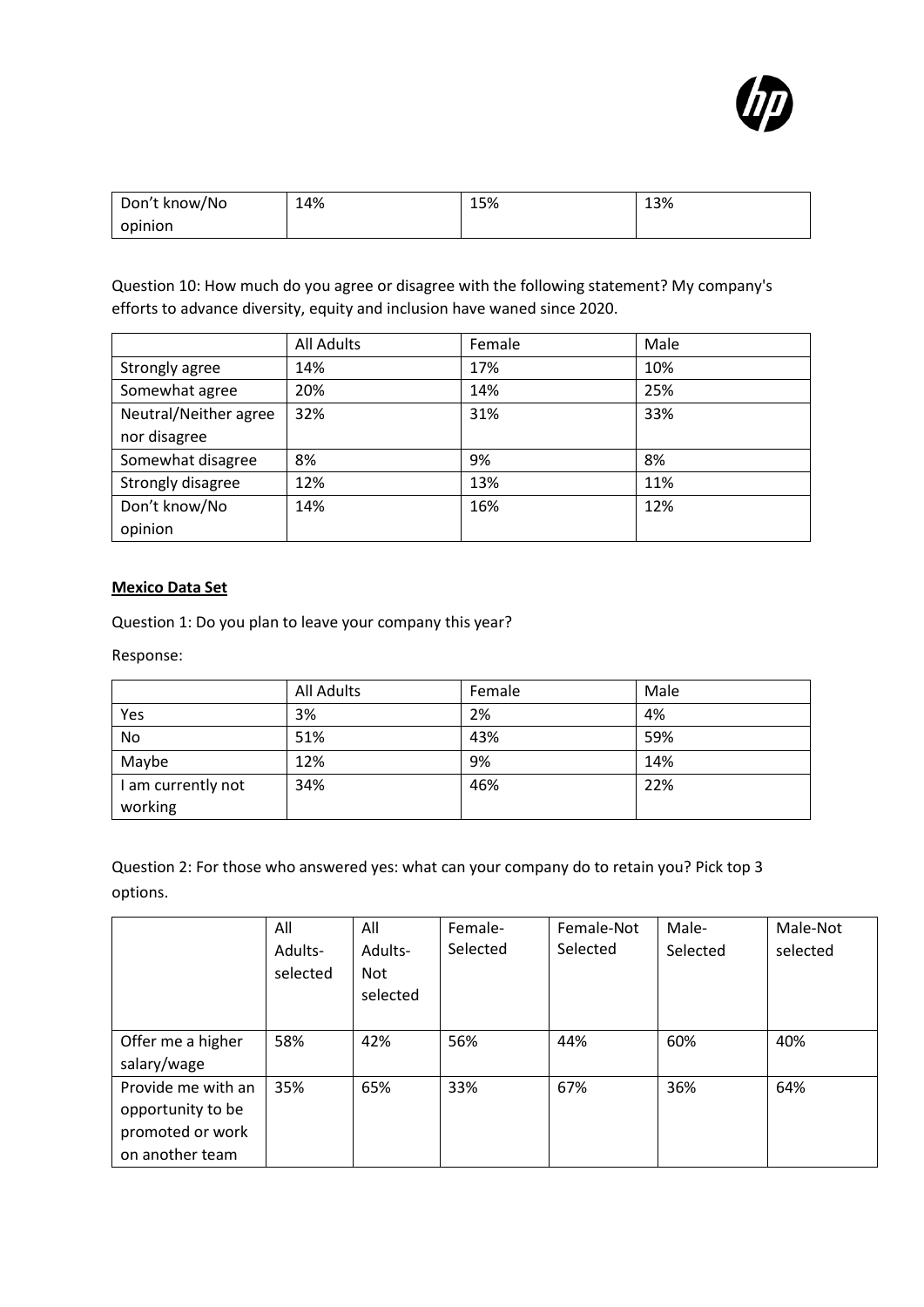| Don't know/No opinion | 14% | 15% | 13% |
|---|---|---|---|

Question 10: How much do you agree or disagree with the following statement? My company's efforts to advance diversity, equity and inclusion have waned since 2020.

| | All Adults | Female | Male |
|---|---|---|---|
| Strongly agree | 14% | 17% | 10% |
| Somewhat agree | 20% | 14% | 25% |
| Neutral/Neither agree nor disagree | 32% | 31% | 33% |
| Somewhat disagree | 8% | 9% | 8% |
| Strongly disagree | 12% | 13% | 11% |
| Don't know/No opinion | 14% | 16% | 12% |

**Mexico Data Set**

Question 1: Do you plan to leave your company this year?

Response:

| | All Adults | Female | Male |
|---|---|---|---|
| Yes | 3% | 2% | 4% |
| No | 51% | 43% | 59% |
| Maybe | 12% | 9% | 14% |
| I am currently not working | 34% | 46% | 22% |

Question 2: For those who answered yes: what can your company do to retain you? Pick top 3 options.

| | All Adults-selected | All Adults-Not selected | Female-Selected | Female-Not Selected | Male-Selected | Male-Not selected |
|---|---|---|---|---|---|---|
| Offer me a higher salary/wage | 58% | 42% | 56% | 44% | 60% | 40% |
| Provide me with an opportunity to be promoted or work on another team | 35% | 65% | 33% | 67% | 36% | 64% |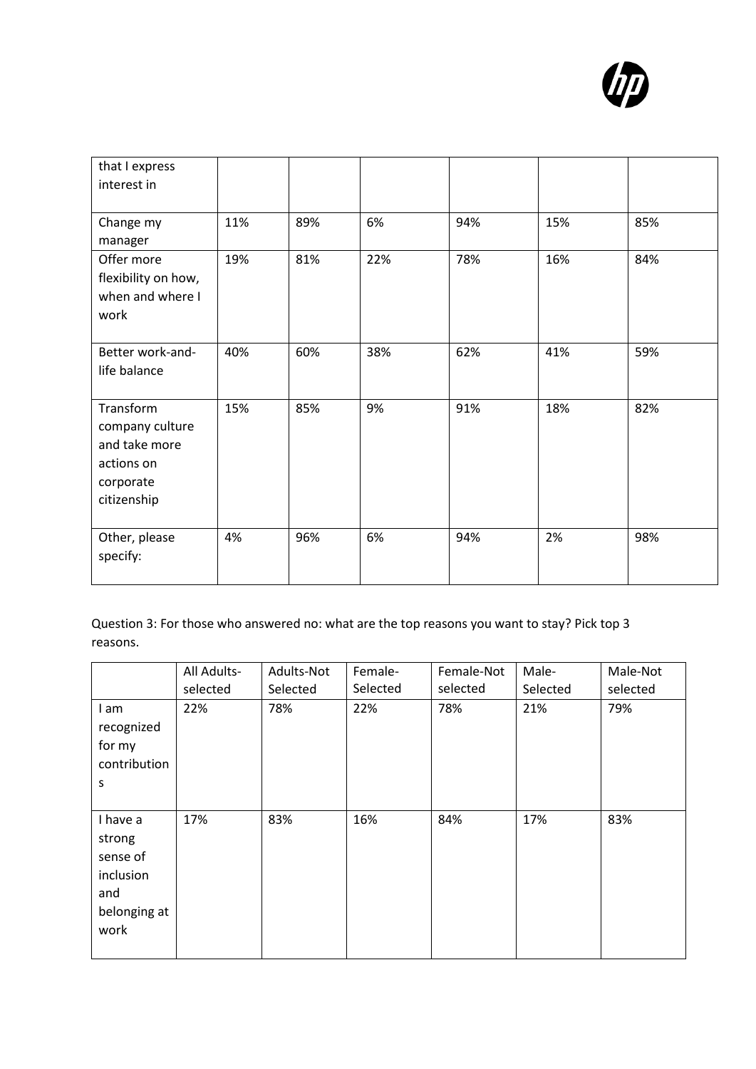| | | | | | | |
|---|---|---|---|---|---|---|
| that I express interest in | | | | | | |
| Change my manager | 11% | 89% | 6% | 94% | 15% | 85% |
| Offer more flexibility on how, when and where I work | 19% | 81% | 22% | 78% | 16% | 84% |
| Better work-and-life balance | 40% | 60% | 38% | 62% | 41% | 59% |
| Transform company culture and take more actions on corporate citizenship | 15% | 85% | 9% | 91% | 18% | 82% |
| Other, please specify: | 4% | 96% | 6% | 94% | 2% | 98% |

Question 3: For those who answered no: what are the top reasons you want to stay? Pick top 3 reasons.

| | All Adults-selected | Adults-Not Selected | Female-Selected | Female-Not selected | Male-Selected | Male-Not selected |
|---|---|---|---|---|---|---|
| I am recognized for my contributions | 22% | 78% | 22% | 78% | 21% | 79% |
| I have a strong sense of inclusion and belonging at work | 17% | 83% | 16% | 84% | 17% | 83% |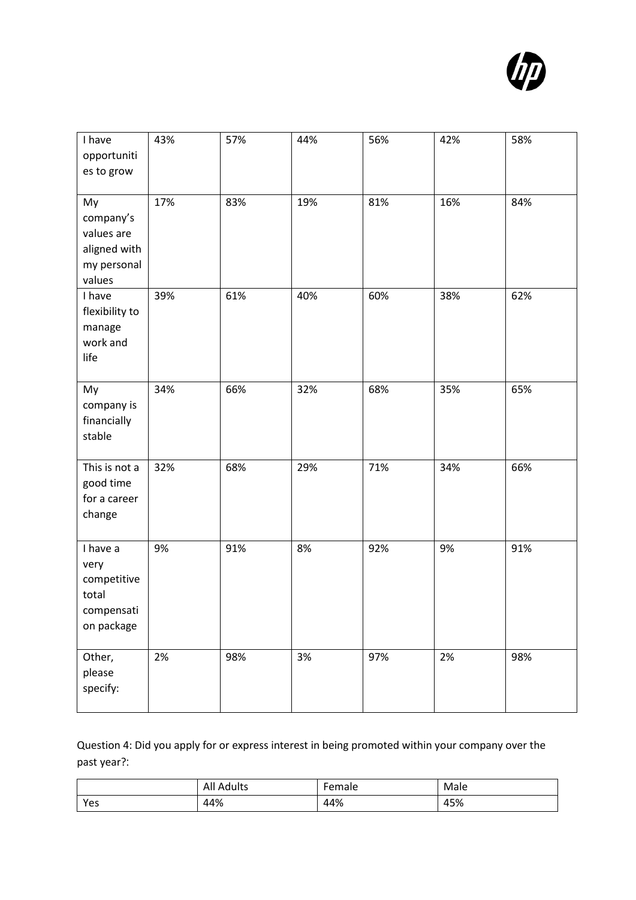| | | | | | | |
|---|---|---|---|---|---|---|
| I have opportunities to grow | 43% | 57% | 44% | 56% | 42% | 58% |
| My company's values are aligned with my personal values | 17% | 83% | 19% | 81% | 16% | 84% |
| I have flexibility to manage work and life | 39% | 61% | 40% | 60% | 38% | 62% |
| My company is financially stable | 34% | 66% | 32% | 68% | 35% | 65% |
| This is not a good time for a career change | 32% | 68% | 29% | 71% | 34% | 66% |
| I have a very competitive total compensation package | 9% | 91% | 8% | 92% | 9% | 91% |
| Other, please specify: | 2% | 98% | 3% | 97% | 2% | 98% |

Question 4: Did you apply for or express interest in being promoted within your company over the past year?:

| | All Adults | Female | Male |
|---|---|---|---|
| Yes | 44% | 44% | 45% |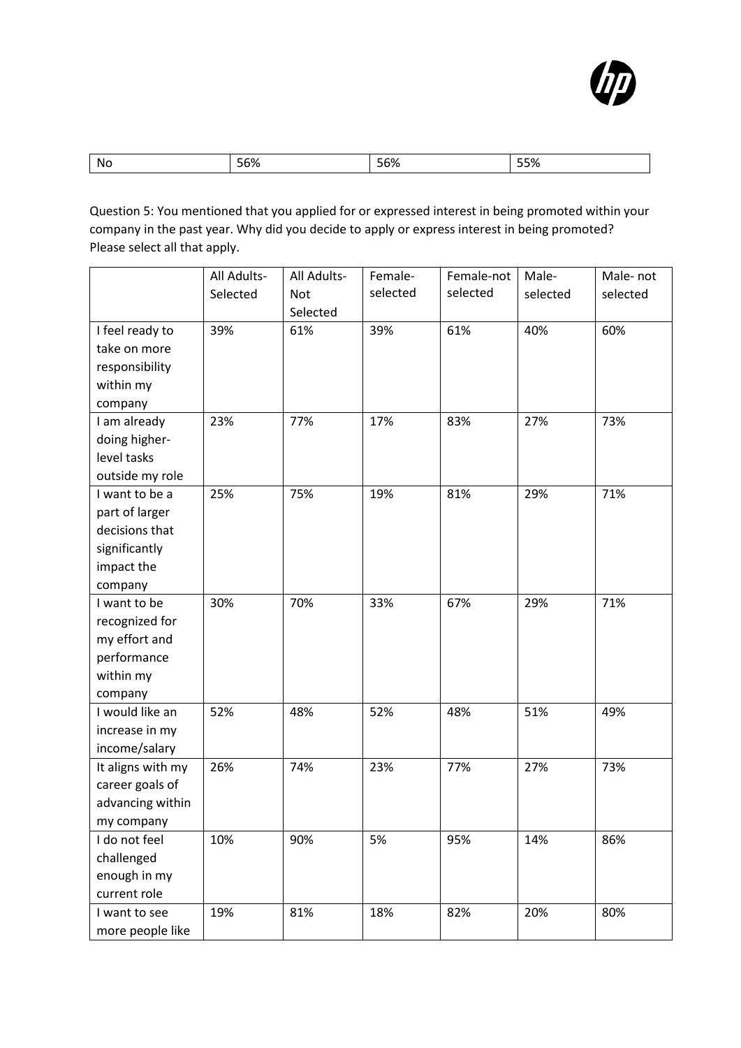| No | 56% | 56% | 55% |
|---|---|---|---|

Question 5: You mentioned that you applied for or expressed interest in being promoted within your company in the past year. Why did you decide to apply or express interest in being promoted? Please select all that apply.

| | All Adults-Selected | All Adults-Not Selected | Female-selected | Female-not selected | Male-selected | Male- not selected |
|---|---|---|---|---|---|---|
| I feel ready to take on more responsibility within my company | 39% | 61% | 39% | 61% | 40% | 60% |
| I am already doing higher-level tasks outside my role | 23% | 77% | 17% | 83% | 27% | 73% |
| I want to be a part of larger decisions that significantly impact the company | 25% | 75% | 19% | 81% | 29% | 71% |
| I want to be recognized for my effort and performance within my company | 30% | 70% | 33% | 67% | 29% | 71% |
| I would like an increase in my income/salary | 52% | 48% | 52% | 48% | 51% | 49% |
| It aligns with my career goals of advancing within my company | 26% | 74% | 23% | 77% | 27% | 73% |
| I do not feel challenged enough in my current role | 10% | 90% | 5% | 95% | 14% | 86% |
| I want to see more people like | 19% | 81% | 18% | 82% | 20% | 80% |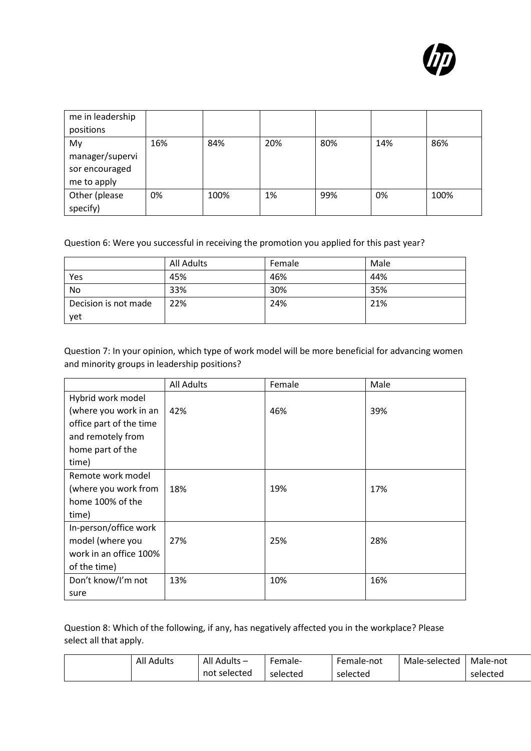| me in leadership positions | | | | | | |
| --- | --- | --- | --- | --- | --- | --- |
| My manager/supervisor encouraged me to apply | 16% | 84% | 20% | 80% | 14% | 86% |
| Other (please specify) | 0% | 100% | 1% | 99% | 0% | 100% |

Question 6: Were you successful in receiving the promotion you applied for this past year?

| | All Adults | Female | Male |
| --- | --- | --- | --- |
| Yes | 45% | 46% | 44% |
| No | 33% | 30% | 35% |
| Decision is not made yet | 22% | 24% | 21% |

Question 7: In your opinion, which type of work model will be more beneficial for advancing women and minority groups in leadership positions?

| | All Adults | Female | Male |
| --- | --- | --- | --- |
| Hybrid work model (where you work in an office part of the time and remotely from home part of the time) | 42% | 46% | 39% |
| Remote work model (where you work from home 100% of the time) | 18% | 19% | 17% |
| In-person/office work model (where you work in an office 100% of the time) | 27% | 25% | 28% |
| Don't know/I'm not sure | 13% | 10% | 16% |

Question 8: Which of the following, if any, has negatively affected you in the workplace? Please select all that apply.

| | All Adults | All Adults – not selected | Female-selected | Female-not selected | Male-selected | Male-not selected |
| --- | --- | --- | --- | --- | --- | --- |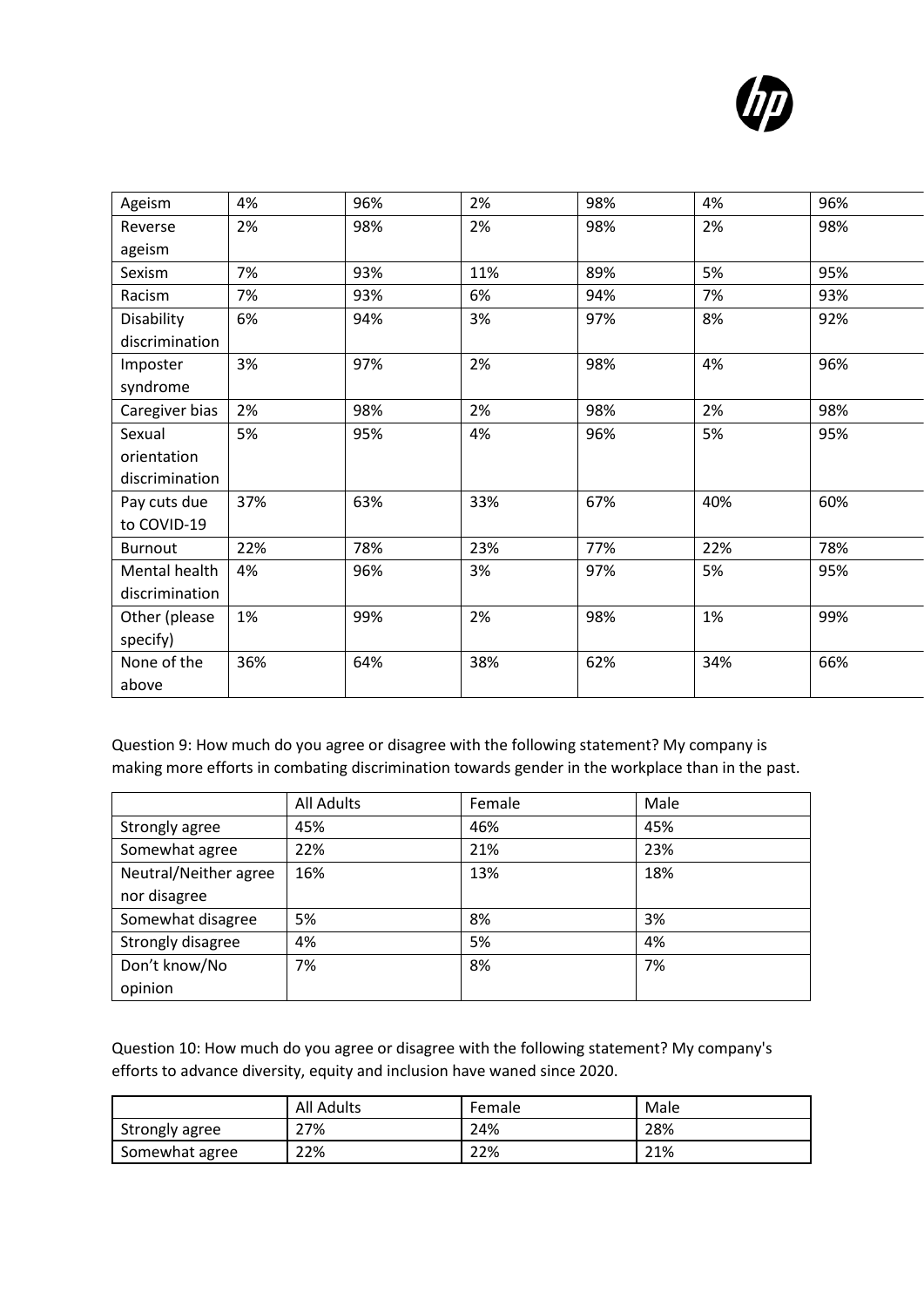| | | | | | | |
|---|---|---|---|---|---|---|
| Ageism | 4% | 96% | 2% | 98% | 4% | 96% |
| Reverse ageism | 2% | 98% | 2% | 98% | 2% | 98% |
| Sexism | 7% | 93% | 11% | 89% | 5% | 95% |
| Racism | 7% | 93% | 6% | 94% | 7% | 93% |
| Disability discrimination | 6% | 94% | 3% | 97% | 8% | 92% |
| Imposter syndrome | 3% | 97% | 2% | 98% | 4% | 96% |
| Caregiver bias | 2% | 98% | 2% | 98% | 2% | 98% |
| Sexual orientation discrimination | 5% | 95% | 4% | 96% | 5% | 95% |
| Pay cuts due to COVID-19 | 37% | 63% | 33% | 67% | 40% | 60% |
| Burnout | 22% | 78% | 23% | 77% | 22% | 78% |
| Mental health discrimination | 4% | 96% | 3% | 97% | 5% | 95% |
| Other (please specify) | 1% | 99% | 2% | 98% | 1% | 99% |
| None of the above | 36% | 64% | 38% | 62% | 34% | 66% |

Question 9: How much do you agree or disagree with the following statement? My company is making more efforts in combating discrimination towards gender in the workplace than in the past.

| | All Adults | Female | Male |
|---|---|---|---|
| Strongly agree | 45% | 46% | 45% |
| Somewhat agree | 22% | 21% | 23% |
| Neutral/Neither agree nor disagree | 16% | 13% | 18% |
| Somewhat disagree | 5% | 8% | 3% |
| Strongly disagree | 4% | 5% | 4% |
| Don't know/No opinion | 7% | 8% | 7% |

Question 10: How much do you agree or disagree with the following statement? My company's efforts to advance diversity, equity and inclusion have waned since 2020.

| | All Adults | Female | Male |
|---|---|---|---|
| Strongly agree | 27% | 24% | 28% |
| Somewhat agree | 22% | 22% | 21% |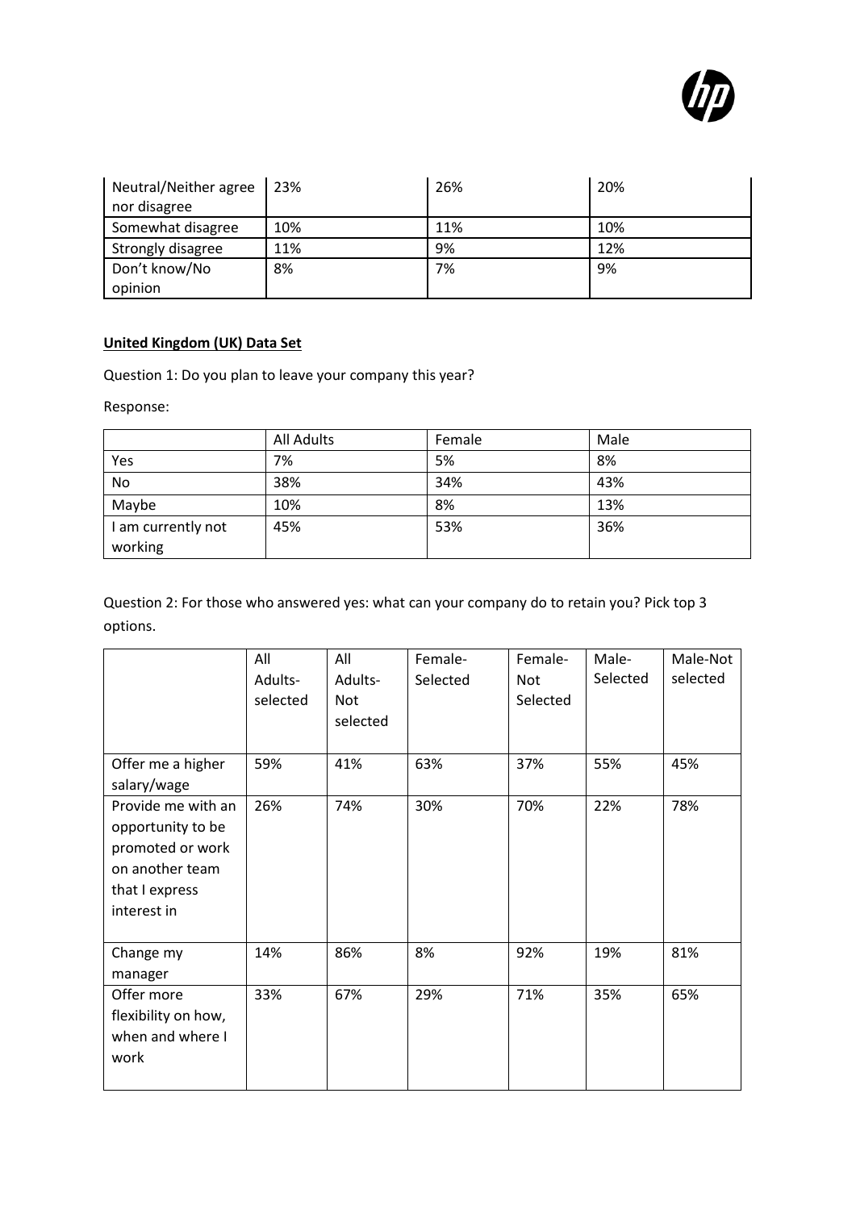| | | | |
|---|---|---|---|
| Neutral/Neither agree nor disagree | 23% | 26% | 20% |
| Somewhat disagree | 10% | 11% | 10% |
| Strongly disagree | 11% | 9% | 12% |
| Don't know/No opinion | 8% | 7% | 9% |

**United Kingdom (UK) Data Set**

Question 1: Do you plan to leave your company this year?

Response:

| | All Adults | Female | Male |
|---|---|---|---|
| Yes | 7% | 5% | 8% |
| No | 38% | 34% | 43% |
| Maybe | 10% | 8% | 13% |
| I am currently not working | 45% | 53% | 36% |

Question 2: For those who answered yes: what can your company do to retain you? Pick top 3 options.

| | All Adults-selected | All Adults-Not selected | Female-Selected | Female-Not Selected | Male-Selected | Male-Not selected |
|---|---|---|---|---|---|---|
| Offer me a higher salary/wage | 59% | 41% | 63% | 37% | 55% | 45% |
| Provide me with an opportunity to be promoted or work on another team that I express interest in | 26% | 74% | 30% | 70% | 22% | 78% |
| Change my manager | 14% | 86% | 8% | 92% | 19% | 81% |
| Offer more flexibility on how, when and where I work | 33% | 67% | 29% | 71% | 35% | 65% |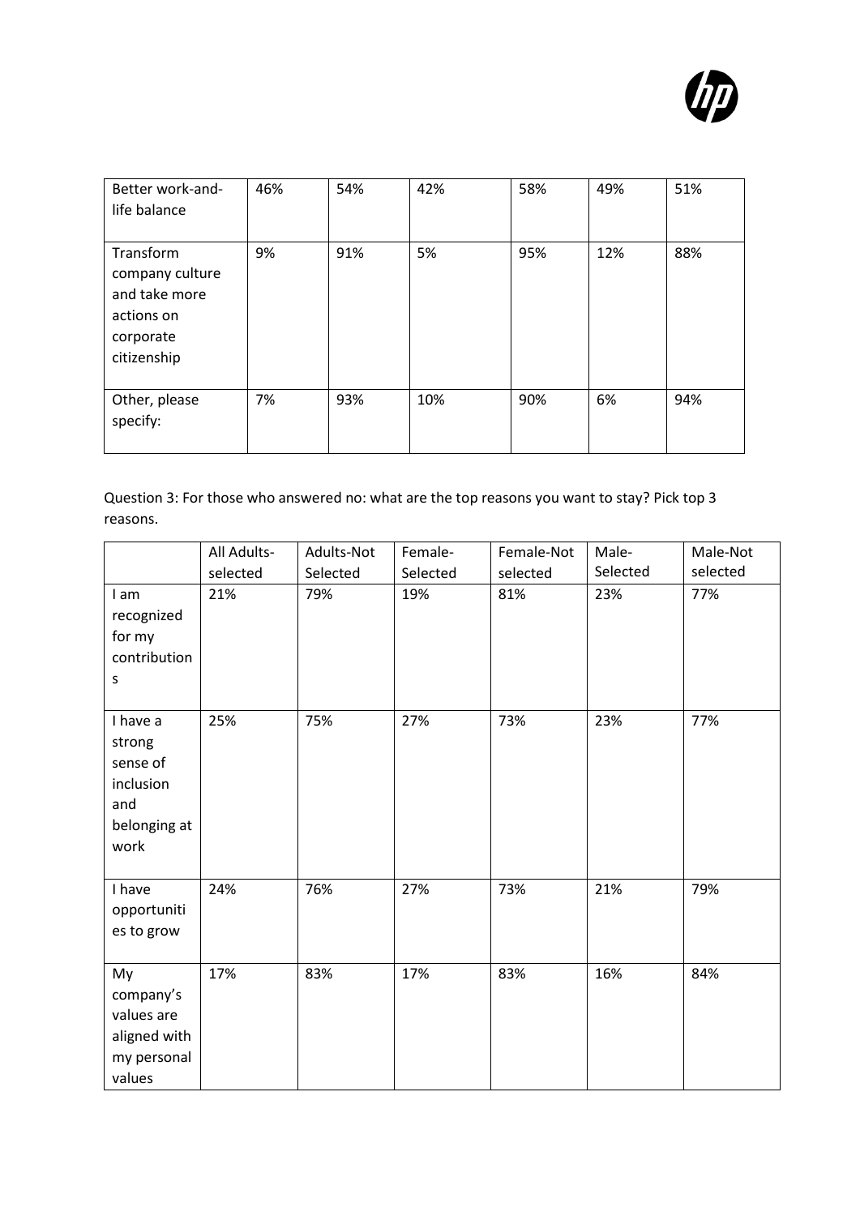| Better work-and-life balance | 46% | 54% | 42% | 58% | 49% | 51% |
|---|---|---|---|---|---|---|
| Transform company culture and take more actions on corporate citizenship | 9% | 91% | 5% | 95% | 12% | 88% |
| Other, please specify: | 7% | 93% | 10% | 90% | 6% | 94% |

Question 3: For those who answered no: what are the top reasons you want to stay? Pick top 3 reasons.

| | All Adults-selected | Adults-Not Selected | Female-Selected | Female-Not selected | Male-Selected | Male-Not selected |
|---|---|---|---|---|---|---|
| I am recognized for my contributions | 21% | 79% | 19% | 81% | 23% | 77% |
| I have a strong sense of inclusion and belonging at work | 25% | 75% | 27% | 73% | 23% | 77% |
| I have opportunities to grow | 24% | 76% | 27% | 73% | 21% | 79% |
| My company's values are aligned with my personal values | 17% | 83% | 17% | 83% | 16% | 84% |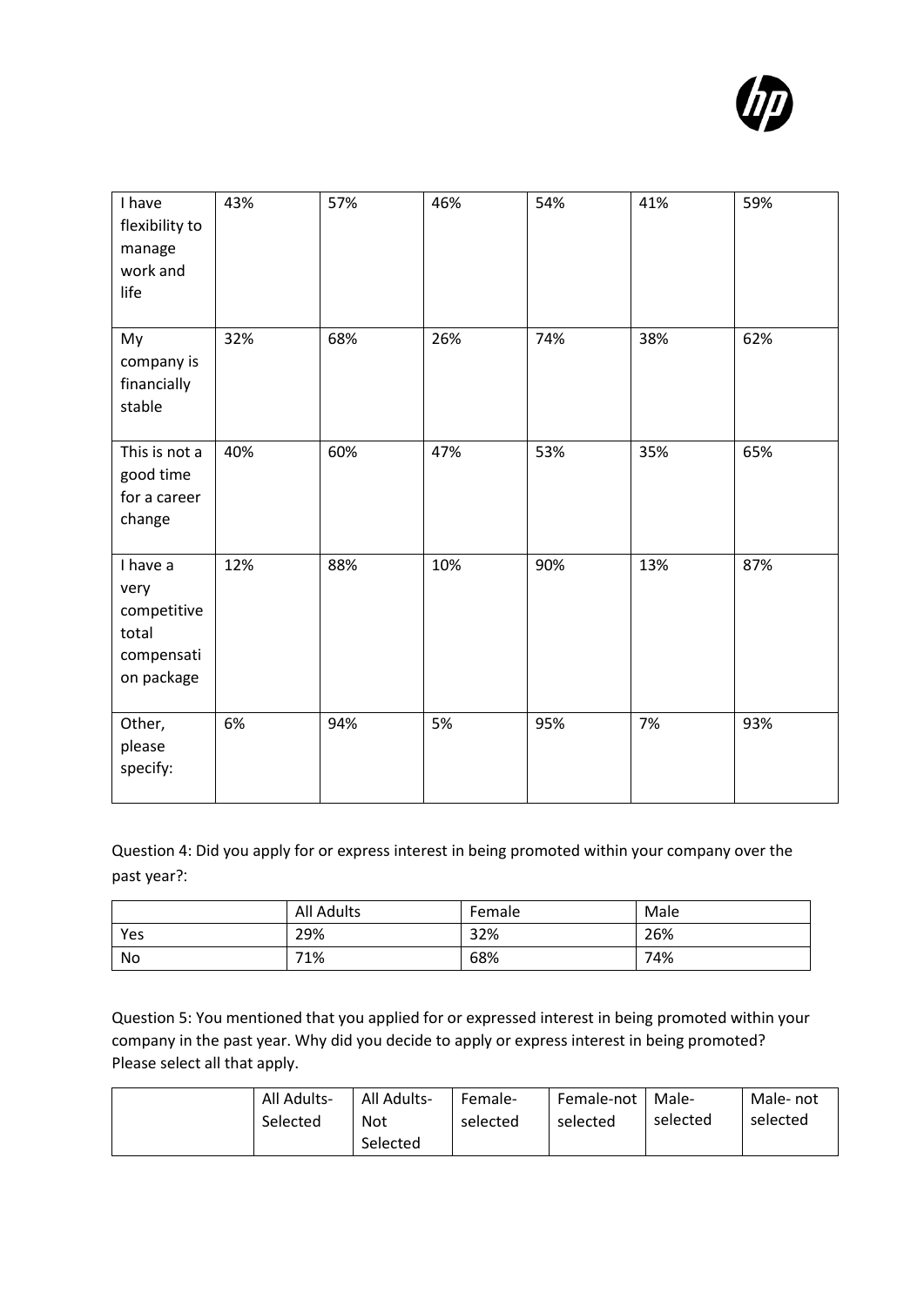| | | | | | | |
|---|---|---|---|---|---|---|
| I have flexibility to manage work and life | 43% | 57% | 46% | 54% | 41% | 59% |
| My company is financially stable | 32% | 68% | 26% | 74% | 38% | 62% |
| This is not a good time for a career change | 40% | 60% | 47% | 53% | 35% | 65% |
| I have a very competitive total compensation package | 12% | 88% | 10% | 90% | 13% | 87% |
| Other, please specify: | 6% | 94% | 5% | 95% | 7% | 93% |

Question 4: Did you apply for or express interest in being promoted within your company over the past year?:

| | All Adults | Female | Male |
|---|---|---|---|
| Yes | 29% | 32% | 26% |
| No | 71% | 68% | 74% |

Question 5: You mentioned that you applied for or expressed interest in being promoted within your company in the past year. Why did you decide to apply or express interest in being promoted? Please select all that apply.

| | All Adults-Selected | All Adults-Not Selected | Female-selected | Female-not selected | Male-selected | Male- not selected |
|---|---|---|---|---|---|---|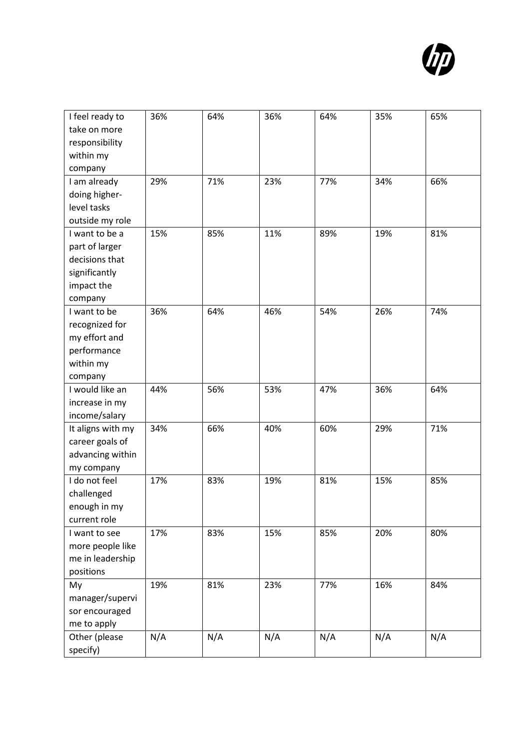| | | | | | | |
|---|---|---|---|---|---|---|
| I feel ready to take on more responsibility within my company | 36% | 64% | 36% | 64% | 35% | 65% |
| I am already doing higher-level tasks outside my role | 29% | 71% | 23% | 77% | 34% | 66% |
| I want to be a part of larger decisions that significantly impact the company | 15% | 85% | 11% | 89% | 19% | 81% |
| I want to be recognized for my effort and performance within my company | 36% | 64% | 46% | 54% | 26% | 74% |
| I would like an increase in my income/salary | 44% | 56% | 53% | 47% | 36% | 64% |
| It aligns with my career goals of advancing within my company | 34% | 66% | 40% | 60% | 29% | 71% |
| I do not feel challenged enough in my current role | 17% | 83% | 19% | 81% | 15% | 85% |
| I want to see more people like me in leadership positions | 17% | 83% | 15% | 85% | 20% | 80% |
| My manager/supervisor encouraged me to apply | 19% | 81% | 23% | 77% | 16% | 84% |
| Other (please specify) | N/A | N/A | N/A | N/A | N/A | N/A |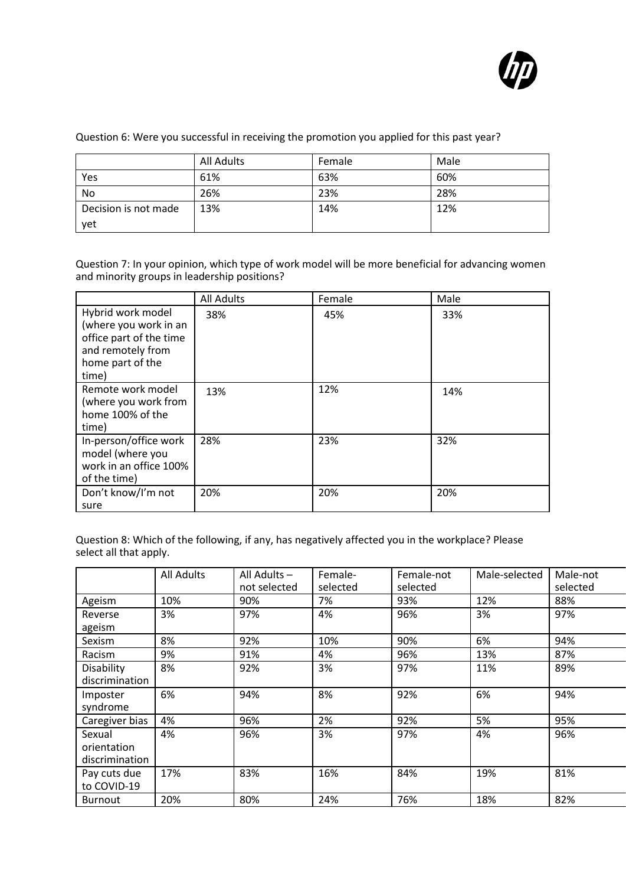Question 6: Were you successful in receiving the promotion you applied for this past year?

| | All Adults | Female | Male |
|---|---|---|---|
| Yes | 61% | 63% | 60% |
| No | 26% | 23% | 28% |
| Decision is not made yet | 13% | 14% | 12% |

Question 7: In your opinion, which type of work model will be more beneficial for advancing women and minority groups in leadership positions?

| | All Adults | Female | Male |
|---|---|---|---|
| Hybrid work model (where you work in an office part of the time and remotely from home part of the time) | 38% | 45% | 33% |
| Remote work model (where you work from home 100% of the time) | 13% | 12% | 14% |
| In-person/office work model (where you work in an office 100% of the time) | 28% | 23% | 32% |
| Don't know/I'm not sure | 20% | 20% | 20% |

Question 8: Which of the following, if any, has negatively affected you in the workplace? Please select all that apply.

| | All Adults | All Adults – not selected | Female-selected | Female-not selected | Male-selected | Male-not selected |
|---|---|---|---|---|---|---|
| Ageism | 10% | 90% | 7% | 93% | 12% | 88% |
| Reverse ageism | 3% | 97% | 4% | 96% | 3% | 97% |
| Sexism | 8% | 92% | 10% | 90% | 6% | 94% |
| Racism | 9% | 91% | 4% | 96% | 13% | 87% |
| Disability discrimination | 8% | 92% | 3% | 97% | 11% | 89% |
| Imposter syndrome | 6% | 94% | 8% | 92% | 6% | 94% |
| Caregiver bias | 4% | 96% | 2% | 92% | 5% | 95% |
| Sexual orientation discrimination | 4% | 96% | 3% | 97% | 4% | 96% |
| Pay cuts due to COVID-19 | 17% | 83% | 16% | 84% | 19% | 81% |
| Burnout | 20% | 80% | 24% | 76% | 18% | 82% |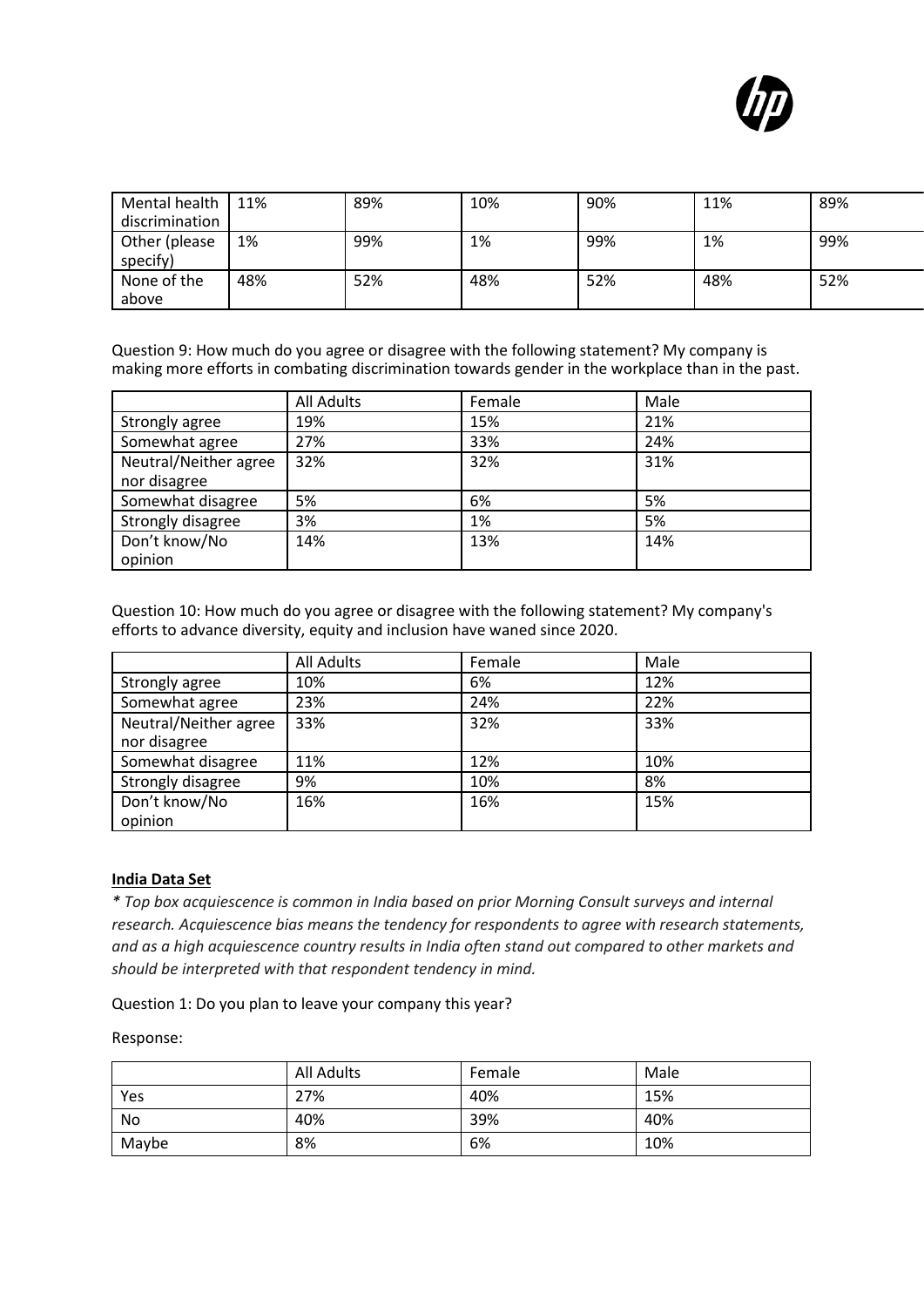| Mental health discrimination | 11% | 89% | 10% | 90% | 11% | 89% |
|---|---|---|---|---|---|---|
| Other (please specify) | 1% | 99% | 1% | 99% | 1% | 99% |
| None of the above | 48% | 52% | 48% | 52% | 48% | 52% |

Question 9: How much do you agree or disagree with the following statement? My company is making more efforts in combating discrimination towards gender in the workplace than in the past.

| | All Adults | Female | Male |
|---|---|---|---|
| Strongly agree | 19% | 15% | 21% |
| Somewhat agree | 27% | 33% | 24% |
| Neutral/Neither agree nor disagree | 32% | 32% | 31% |
| Somewhat disagree | 5% | 6% | 5% |
| Strongly disagree | 3% | 1% | 5% |
| Don't know/No opinion | 14% | 13% | 14% |

Question 10: How much do you agree or disagree with the following statement? My company's efforts to advance diversity, equity and inclusion have waned since 2020.

| | All Adults | Female | Male |
|---|---|---|---|
| Strongly agree | 10% | 6% | 12% |
| Somewhat agree | 23% | 24% | 22% |
| Neutral/Neither agree nor disagree | 33% | 32% | 33% |
| Somewhat disagree | 11% | 12% | 10% |
| Strongly disagree | 9% | 10% | 8% |
| Don't know/No opinion | 16% | 16% | 15% |

**India Data Set**

*\* Top box acquiescence is common in India based on prior Morning Consult surveys and internal research. Acquiescence bias means the tendency for respondents to agree with research statements, and as a high acquiescence country results in India often stand out compared to other markets and should be interpreted with that respondent tendency in mind.*

Question 1: Do you plan to leave your company this year?

Response:

| | All Adults | Female | Male |
|---|---|---|---|
| Yes | 27% | 40% | 15% |
| No | 40% | 39% | 40% |
| Maybe | 8% | 6% | 10% |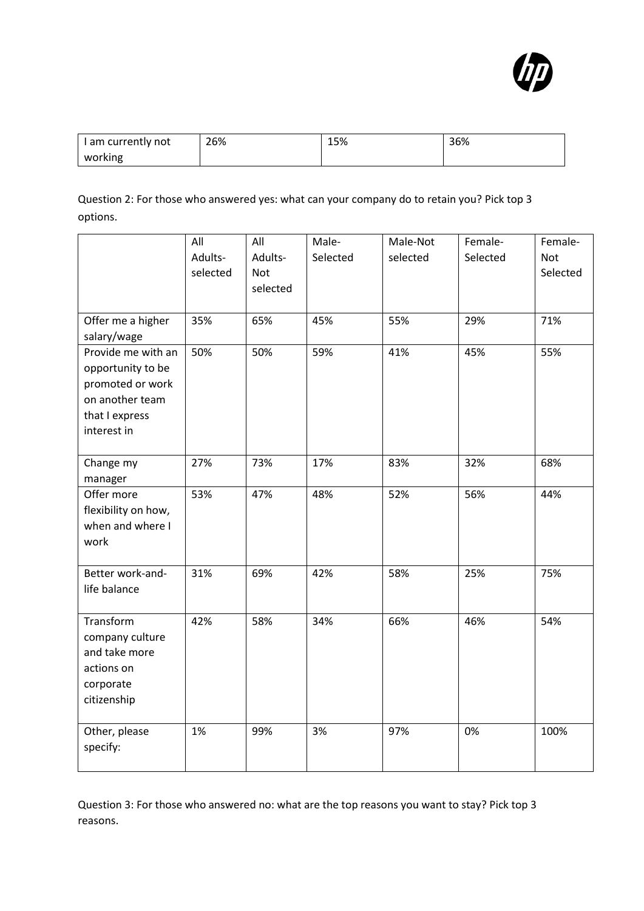| I am currently not working | 26% | 15% | 36% |
|---|---|---|---|

Question 2: For those who answered yes: what can your company do to retain you? Pick top 3 options.

| | All Adults-selected | All Adults-Not selected | Male-Selected | Male-Not selected | Female-Selected | Female-Not Selected |
|---|---|---|---|---|---|---|
| Offer me a higher salary/wage | 35% | 65% | 45% | 55% | 29% | 71% |
| Provide me with an opportunity to be promoted or work on another team that I express interest in | 50% | 50% | 59% | 41% | 45% | 55% |
| Change my manager | 27% | 73% | 17% | 83% | 32% | 68% |
| Offer more flexibility on how, when and where I work | 53% | 47% | 48% | 52% | 56% | 44% |
| Better work-and-life balance | 31% | 69% | 42% | 58% | 25% | 75% |
| Transform company culture and take more actions on corporate citizenship | 42% | 58% | 34% | 66% | 46% | 54% |
| Other, please specify: | 1% | 99% | 3% | 97% | 0% | 100% |

Question 3: For those who answered no: what are the top reasons you want to stay? Pick top 3 reasons.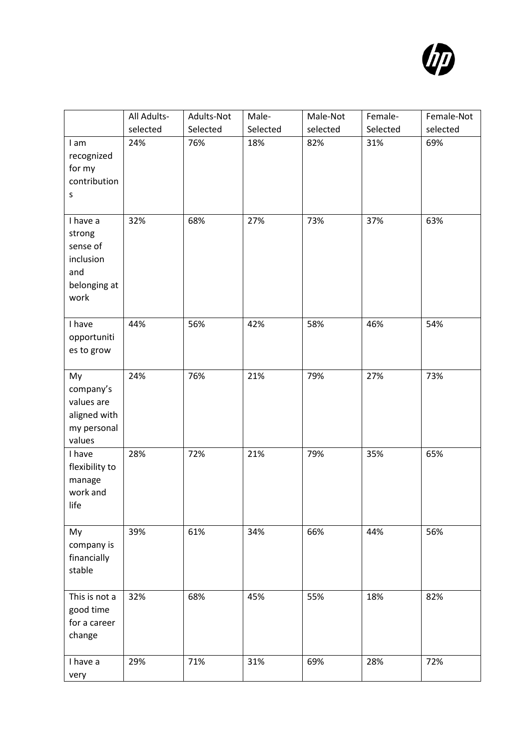| | All Adults-selected | Adults-Not Selected | Male-Selected | Male-Not selected | Female-Selected | Female-Not selected |
|---|---|---|---|---|---|---|
| I am recognized for my contributions | 24% | 76% | 18% | 82% | 31% | 69% |
| I have a strong sense of inclusion and belonging at work | 32% | 68% | 27% | 73% | 37% | 63% |
| I have opportunities to grow | 44% | 56% | 42% | 58% | 46% | 54% |
| My company's values are aligned with my personal values | 24% | 76% | 21% | 79% | 27% | 73% |
| I have flexibility to manage work and life | 28% | 72% | 21% | 79% | 35% | 65% |
| My company is financially stable | 39% | 61% | 34% | 66% | 44% | 56% |
| This is not a good time for a career change | 32% | 68% | 45% | 55% | 18% | 82% |
| I have a very | 29% | 71% | 31% | 69% | 28% | 72% |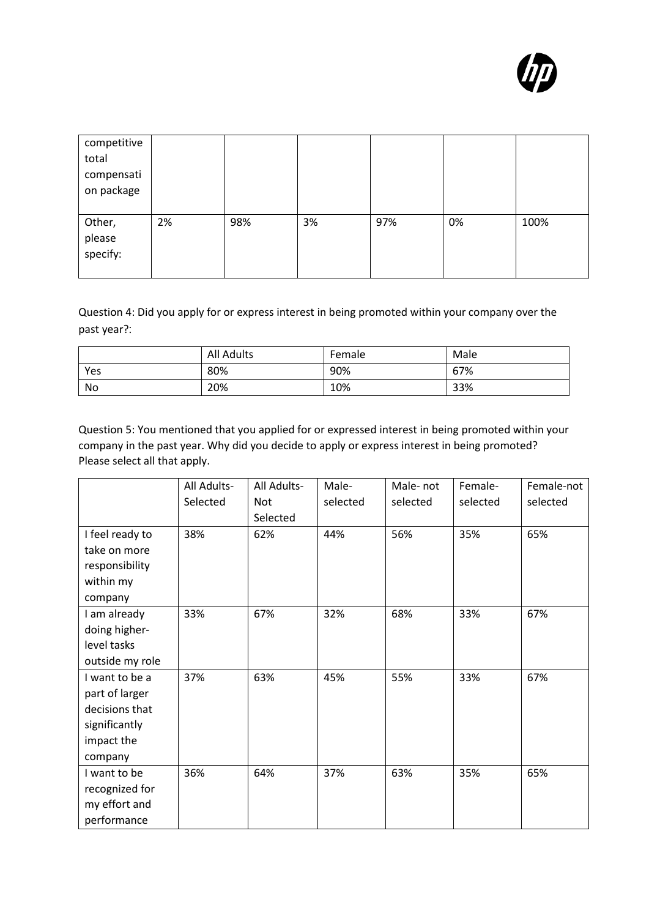| competitive total compensation package | | | | | | |
|---|---|---|---|---|---|---|
| Other, please specify: | 2% | 98% | 3% | 97% | 0% | 100% |

Question 4: Did you apply for or express interest in being promoted within your company over the past year?:

| | All Adults | Female | Male |
|---|---|---|---|
| Yes | 80% | 90% | 67% |
| No | 20% | 10% | 33% |

Question 5: You mentioned that you applied for or expressed interest in being promoted within your company in the past year. Why did you decide to apply or express interest in being promoted? Please select all that apply.

| | All Adults- Selected | All Adults- Not Selected | Male- selected | Male- not selected | Female- selected | Female-not selected |
|---|---|---|---|---|---|---|
| I feel ready to take on more responsibility within my company | 38% | 62% | 44% | 56% | 35% | 65% |
| I am already doing higher-level tasks outside my role | 33% | 67% | 32% | 68% | 33% | 67% |
| I want to be a part of larger decisions that significantly impact the company | 37% | 63% | 45% | 55% | 33% | 67% |
| I want to be recognized for my effort and performance | 36% | 64% | 37% | 63% | 35% | 65% |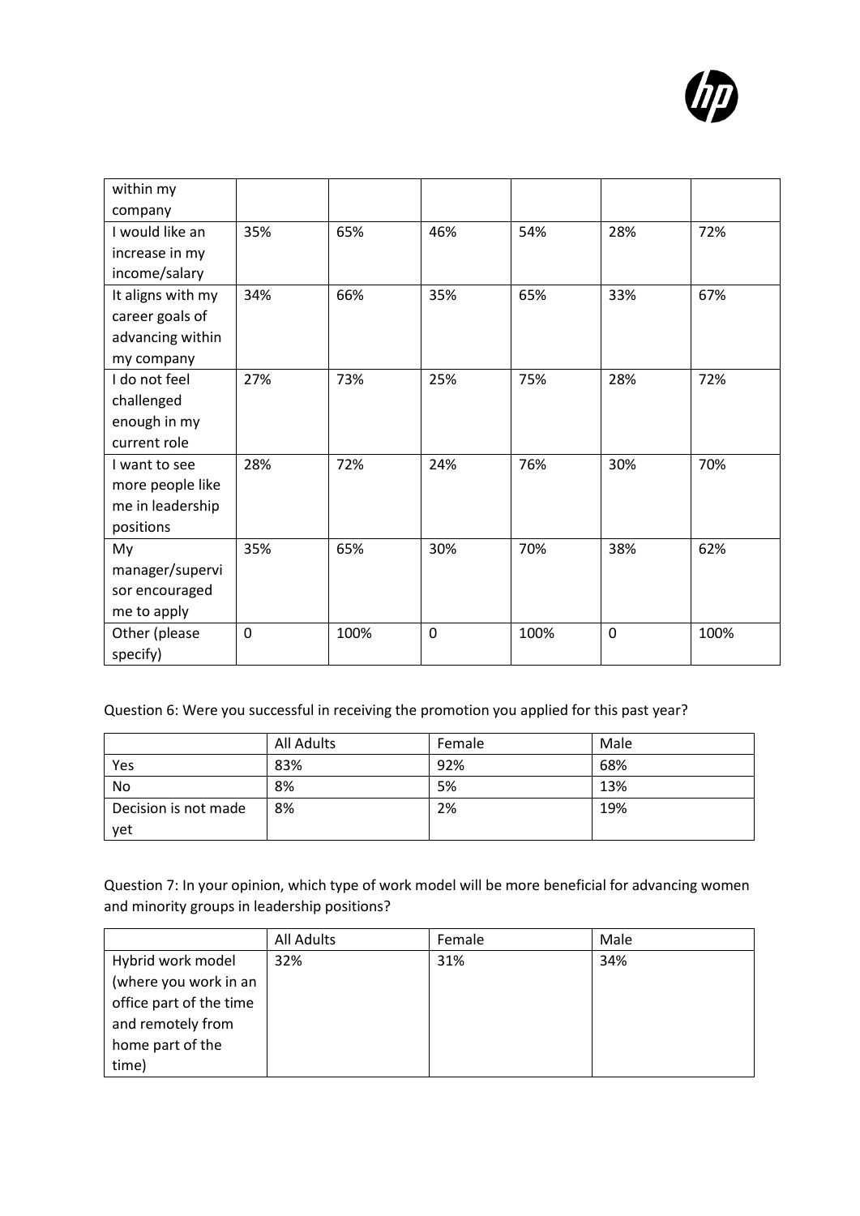| within my company | | | | | | |
|---|---|---|---|---|---|---|
| I would like an increase in my income/salary | 35% | 65% | 46% | 54% | 28% | 72% |
| It aligns with my career goals of advancing within my company | 34% | 66% | 35% | 65% | 33% | 67% |
| I do not feel challenged enough in my current role | 27% | 73% | 25% | 75% | 28% | 72% |
| I want to see more people like me in leadership positions | 28% | 72% | 24% | 76% | 30% | 70% |
| My manager/supervisor encouraged me to apply | 35% | 65% | 30% | 70% | 38% | 62% |
| Other (please specify) | 0 | 100% | 0 | 100% | 0 | 100% |

Question 6: Were you successful in receiving the promotion you applied for this past year?

| | All Adults | Female | Male |
|---|---|---|---|
| Yes | 83% | 92% | 68% |
| No | 8% | 5% | 13% |
| Decision is not made yet | 8% | 2% | 19% |

Question 7: In your opinion, which type of work model will be more beneficial for advancing women and minority groups in leadership positions?

| | All Adults | Female | Male |
|---|---|---|---|
| Hybrid work model (where you work in an office part of the time and remotely from home part of the time) | 32% | 31% | 34% |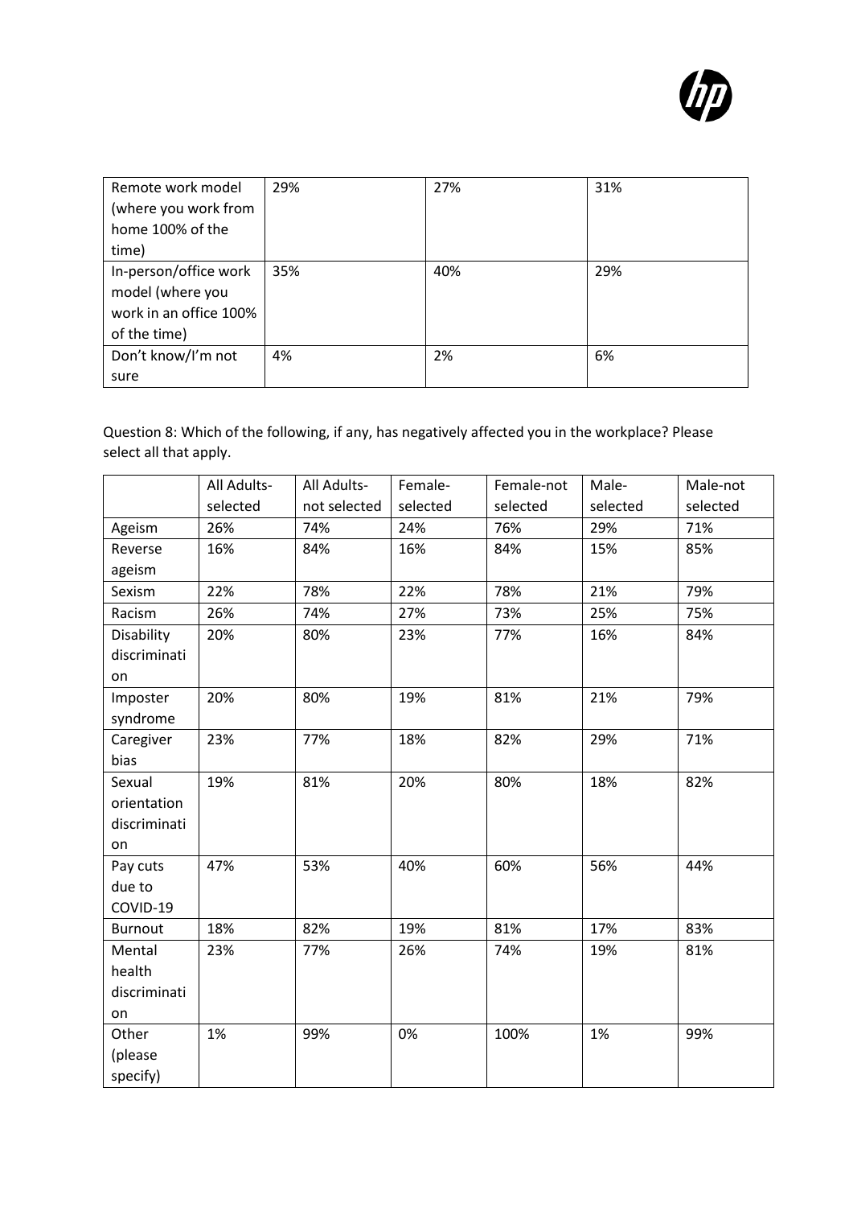| | | | |
|---|---|---|---|
| Remote work model (where you work from home 100% of the time) | 29% | 27% | 31% |
| In-person/office work model (where you work in an office 100% of the time) | 35% | 40% | 29% |
| Don't know/I'm not sure | 4% | 2% | 6% |

Question 8: Which of the following, if any, has negatively affected you in the workplace? Please select all that apply.

| | All Adults-selected | All Adults-not selected | Female-selected | Female-not selected | Male-selected | Male-not selected |
|---|---|---|---|---|---|---|
| Ageism | 26% | 74% | 24% | 76% | 29% | 71% |
| Reverse ageism | 16% | 84% | 16% | 84% | 15% | 85% |
| Sexism | 22% | 78% | 22% | 78% | 21% | 79% |
| Racism | 26% | 74% | 27% | 73% | 25% | 75% |
| Disability discrimination | 20% | 80% | 23% | 77% | 16% | 84% |
| Imposter syndrome | 20% | 80% | 19% | 81% | 21% | 79% |
| Caregiver bias | 23% | 77% | 18% | 82% | 29% | 71% |
| Sexual orientation discrimination | 19% | 81% | 20% | 80% | 18% | 82% |
| Pay cuts due to COVID-19 | 47% | 53% | 40% | 60% | 56% | 44% |
| Burnout | 18% | 82% | 19% | 81% | 17% | 83% |
| Mental health discrimination | 23% | 77% | 26% | 74% | 19% | 81% |
| Other (please specify) | 1% | 99% | 0% | 100% | 1% | 99% |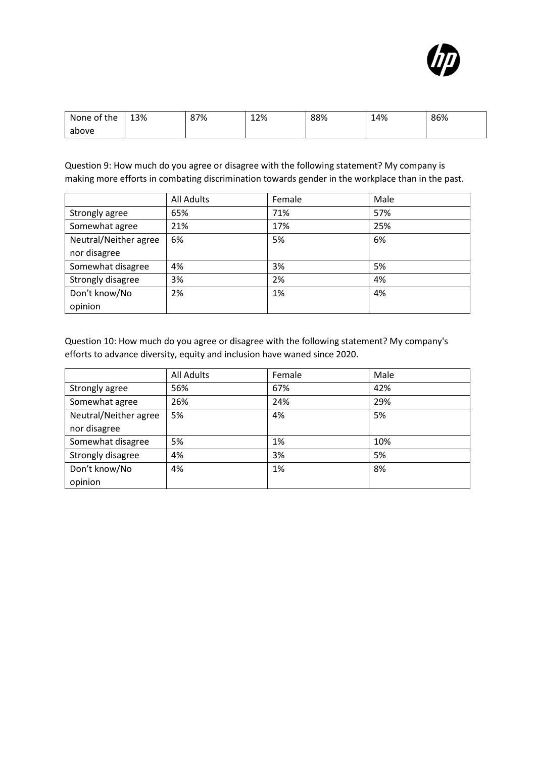| | | | | | | |
|---|---|---|---|---|---|---|
| None of the above | 13% | 87% | 12% | 88% | 14% | 86% |

Question 9: How much do you agree or disagree with the following statement? My company is making more efforts in combating discrimination towards gender in the workplace than in the past.

| | All Adults | Female | Male |
|---|---|---|---|
| Strongly agree | 65% | 71% | 57% |
| Somewhat agree | 21% | 17% | 25% |
| Neutral/Neither agree nor disagree | 6% | 5% | 6% |
| Somewhat disagree | 4% | 3% | 5% |
| Strongly disagree | 3% | 2% | 4% |
| Don't know/No opinion | 2% | 1% | 4% |

Question 10: How much do you agree or disagree with the following statement? My company's efforts to advance diversity, equity and inclusion have waned since 2020.

| | All Adults | Female | Male |
|---|---|---|---|
| Strongly agree | 56% | 67% | 42% |
| Somewhat agree | 26% | 24% | 29% |
| Neutral/Neither agree nor disagree | 5% | 4% | 5% |
| Somewhat disagree | 5% | 1% | 10% |
| Strongly disagree | 4% | 3% | 5% |
| Don't know/No opinion | 4% | 1% | 8% |